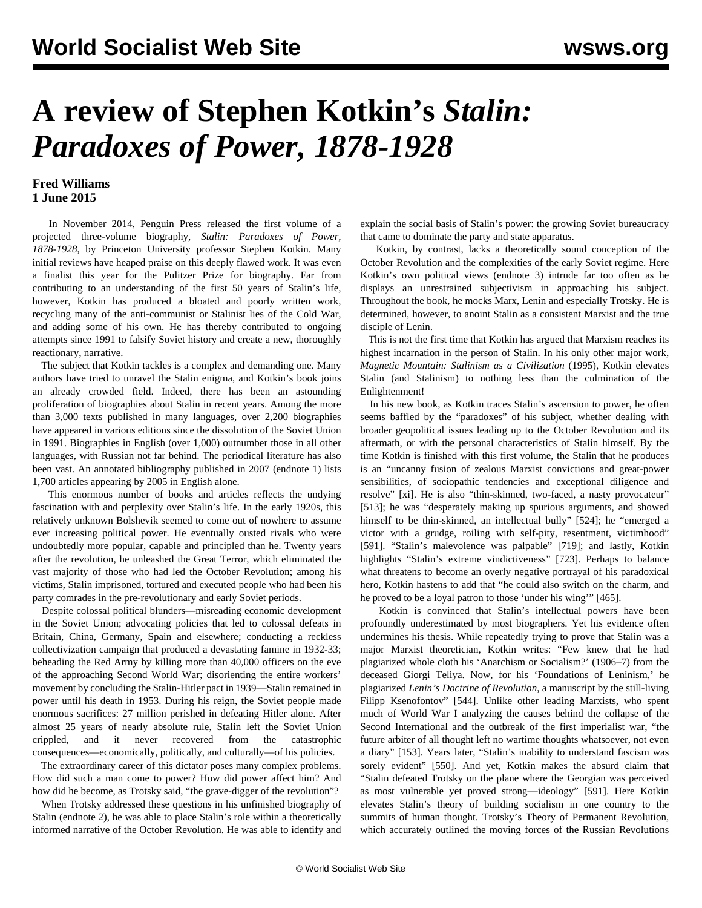# A review of Stephen Kotkin's *Stalin: Paradoxes of Power, 1878-1928*

**Fred Williams**
**1 June 2015**

In November 2014, Penguin Press released the first volume of a projected three-volume biography, *Stalin: Paradoxes of Power, 1878-1928*, by Princeton University professor Stephen Kotkin. Many initial reviews have heaped praise on this deeply flawed work. It was even a finalist this year for the Pulitzer Prize for biography. Far from contributing to an understanding of the first 50 years of Stalin's life, however, Kotkin has produced a bloated and poorly written work, recycling many of the anti-communist or Stalinist lies of the Cold War, and adding some of his own. He has thereby contributed to ongoing attempts since 1991 to falsify Soviet history and create a new, thoroughly reactionary, narrative.

The subject that Kotkin tackles is a complex and demanding one. Many authors have tried to unravel the Stalin enigma, and Kotkin's book joins an already crowded field. Indeed, there has been an astounding proliferation of biographies about Stalin in recent years. Among the more than 3,000 texts published in many languages, over 2,200 biographies have appeared in various editions since the dissolution of the Soviet Union in 1991. Biographies in English (over 1,000) outnumber those in all other languages, with Russian not far behind. The periodical literature has also been vast. An annotated bibliography published in 2007 (endnote 1) lists 1,700 articles appearing by 2005 in English alone.

This enormous number of books and articles reflects the undying fascination with and perplexity over Stalin's life. In the early 1920s, this relatively unknown Bolshevik seemed to come out of nowhere to assume ever increasing political power. He eventually ousted rivals who were undoubtedly more popular, capable and principled than he. Twenty years after the revolution, he unleashed the Great Terror, which eliminated the vast majority of those who had led the October Revolution; among his victims, Stalin imprisoned, tortured and executed people who had been his party comrades in the pre-revolutionary and early Soviet periods.

Despite colossal political blunders—misreading economic development in the Soviet Union; advocating policies that led to colossal defeats in Britain, China, Germany, Spain and elsewhere; conducting a reckless collectivization campaign that produced a devastating famine in 1932-33; beheading the Red Army by killing more than 40,000 officers on the eve of the approaching Second World War; disorienting the entire workers' movement by concluding the Stalin-Hitler pact in 1939—Stalin remained in power until his death in 1953. During his reign, the Soviet people made enormous sacrifices: 27 million perished in defeating Hitler alone. After almost 25 years of nearly absolute rule, Stalin left the Soviet Union crippled, and it never recovered from the catastrophic consequences—economically, politically, and culturally—of his policies.

The extraordinary career of this dictator poses many complex problems. How did such a man come to power? How did power affect him? And how did he become, as Trotsky said, "the grave-digger of the revolution"?

When Trotsky addressed these questions in his unfinished biography of Stalin (endnote 2), he was able to place Stalin's role within a theoretically informed narrative of the October Revolution. He was able to identify and explain the social basis of Stalin's power: the growing Soviet bureaucracy that came to dominate the party and state apparatus.

Kotkin, by contrast, lacks a theoretically sound conception of the October Revolution and the complexities of the early Soviet regime. Here Kotkin's own political views (endnote 3) intrude far too often as he displays an unrestrained subjectivism in approaching his subject. Throughout the book, he mocks Marx, Lenin and especially Trotsky. He is determined, however, to anoint Stalin as a consistent Marxist and the true disciple of Lenin.

This is not the first time that Kotkin has argued that Marxism reaches its highest incarnation in the person of Stalin. In his only other major work, *Magnetic Mountain: Stalinism as a Civilization* (1995), Kotkin elevates Stalin (and Stalinism) to nothing less than the culmination of the Enlightenment!

In his new book, as Kotkin traces Stalin's ascension to power, he often seems baffled by the "paradoxes" of his subject, whether dealing with broader geopolitical issues leading up to the October Revolution and its aftermath, or with the personal characteristics of Stalin himself. By the time Kotkin is finished with this first volume, the Stalin that he produces is an "uncanny fusion of zealous Marxist convictions and great-power sensibilities, of sociopathic tendencies and exceptional diligence and resolve" [xi]. He is also "thin-skinned, two-faced, a nasty provocateur" [513]; he was "desperately making up spurious arguments, and showed himself to be thin-skinned, an intellectual bully" [524]; he "emerged a victor with a grudge, roiling with self-pity, resentment, victimhood" [591]. "Stalin's malevolence was palpable" [719]; and lastly, Kotkin highlights "Stalin's extreme vindictiveness" [723]. Perhaps to balance what threatens to become an overly negative portrayal of his paradoxical hero, Kotkin hastens to add that "he could also switch on the charm, and he proved to be a loyal patron to those 'under his wing'" [465].

Kotkin is convinced that Stalin's intellectual powers have been profoundly underestimated by most biographers. Yet his evidence often undermines his thesis. While repeatedly trying to prove that Stalin was a major Marxist theoretician, Kotkin writes: "Few knew that he had plagiarized whole cloth his 'Anarchism or Socialism?' (1906–7) from the deceased Giorgi Teliya. Now, for his 'Foundations of Leninism,' he plagiarized *Lenin's Doctrine of Revolution*, a manuscript by the still-living Filipp Ksenofontov" [544]. Unlike other leading Marxists, who spent much of World War I analyzing the causes behind the collapse of the Second International and the outbreak of the first imperialist war, "the future arbiter of all thought left no wartime thoughts whatsoever, not even a diary" [153]. Years later, "Stalin's inability to understand fascism was sorely evident" [550]. And yet, Kotkin makes the absurd claim that "Stalin defeated Trotsky on the plane where the Georgian was perceived as most vulnerable yet proved strong—ideology" [591]. Here Kotkin elevates Stalin's theory of building socialism in one country to the summits of human thought. Trotsky's Theory of Permanent Revolution, which accurately outlined the moving forces of the Russian Revolutions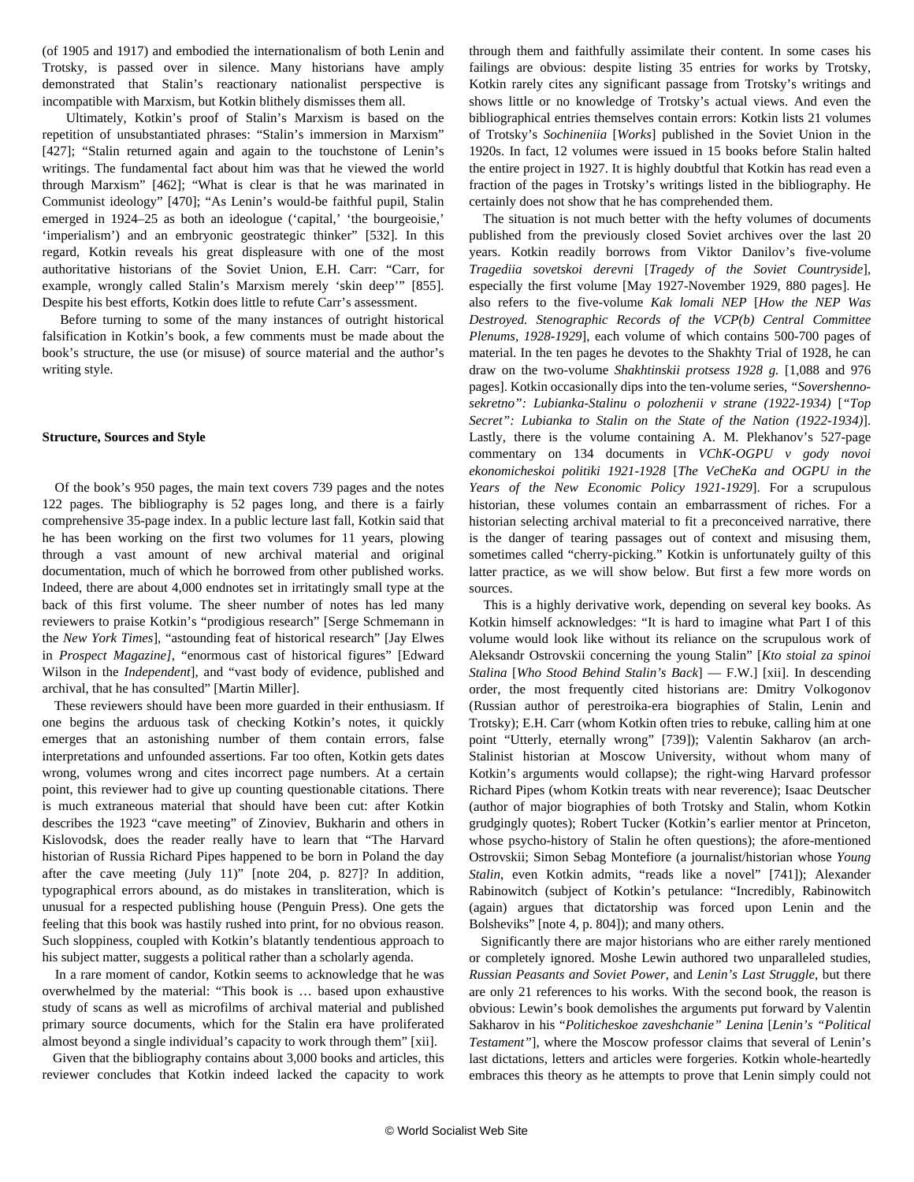(of 1905 and 1917) and embodied the internationalism of both Lenin and Trotsky, is passed over in silence. Many historians have amply demonstrated that Stalin's reactionary nationalist perspective is incompatible with Marxism, but Kotkin blithely dismisses them all.

Ultimately, Kotkin's proof of Stalin's Marxism is based on the repetition of unsubstantiated phrases: "Stalin's immersion in Marxism" [427]; "Stalin returned again and again to the touchstone of Lenin's writings. The fundamental fact about him was that he viewed the world through Marxism" [462]; "What is clear is that he was marinated in Communist ideology" [470]; "As Lenin's would-be faithful pupil, Stalin emerged in 1924–25 as both an ideologue ('capital,' 'the bourgeoisie,' 'imperialism') and an embryonic geostrategic thinker" [532]. In this regard, Kotkin reveals his great displeasure with one of the most authoritative historians of the Soviet Union, E.H. Carr: "Carr, for example, wrongly called Stalin's Marxism merely 'skin deep'" [855]. Despite his best efforts, Kotkin does little to refute Carr's assessment.

Before turning to some of the many instances of outright historical falsification in Kotkin's book, a few comments must be made about the book's structure, the use (or misuse) of source material and the author's writing style.

**Structure, Sources and Style**

Of the book's 950 pages, the main text covers 739 pages and the notes 122 pages. The bibliography is 52 pages long, and there is a fairly comprehensive 35-page index. In a public lecture last fall, Kotkin said that he has been working on the first two volumes for 11 years, plowing through a vast amount of new archival material and original documentation, much of which he borrowed from other published works. Indeed, there are about 4,000 endnotes set in irritatingly small type at the back of this first volume. The sheer number of notes has led many reviewers to praise Kotkin's "prodigious research" [Serge Schmemann in the *New York Times*], "astounding feat of historical research" [Jay Elwes in *Prospect Magazine]*, "enormous cast of historical figures" [Edward Wilson in the *Independent*], and "vast body of evidence, published and archival, that he has consulted" [Martin Miller].

These reviewers should have been more guarded in their enthusiasm. If one begins the arduous task of checking Kotkin's notes, it quickly emerges that an astonishing number of them contain errors, false interpretations and unfounded assertions. Far too often, Kotkin gets dates wrong, volumes wrong and cites incorrect page numbers. At a certain point, this reviewer had to give up counting questionable citations. There is much extraneous material that should have been cut: after Kotkin describes the 1923 "cave meeting" of Zinoviev, Bukharin and others in Kislovodsk, does the reader really have to learn that "The Harvard historian of Russia Richard Pipes happened to be born in Poland the day after the cave meeting (July 11)" [note 204, p. 827]? In addition, typographical errors abound, as do mistakes in transliteration, which is unusual for a respected publishing house (Penguin Press). One gets the feeling that this book was hastily rushed into print, for no obvious reason. Such sloppiness, coupled with Kotkin's blatantly tendentious approach to his subject matter, suggests a political rather than a scholarly agenda.

In a rare moment of candor, Kotkin seems to acknowledge that he was overwhelmed by the material: "This book is … based upon exhaustive study of scans as well as microfilms of archival material and published primary source documents, which for the Stalin era have proliferated almost beyond a single individual's capacity to work through them" [xii].

Given that the bibliography contains about 3,000 books and articles, this reviewer concludes that Kotkin indeed lacked the capacity to work through them and faithfully assimilate their content. In some cases his failings are obvious: despite listing 35 entries for works by Trotsky, Kotkin rarely cites any significant passage from Trotsky's writings and shows little or no knowledge of Trotsky's actual views. And even the bibliographical entries themselves contain errors: Kotkin lists 21 volumes of Trotsky's *Sochineniia* [*Works*] published in the Soviet Union in the 1920s. In fact, 12 volumes were issued in 15 books before Stalin halted the entire project in 1927. It is highly doubtful that Kotkin has read even a fraction of the pages in Trotsky's writings listed in the bibliography. He certainly does not show that he has comprehended them.

The situation is not much better with the hefty volumes of documents published from the previously closed Soviet archives over the last 20 years. Kotkin readily borrows from Viktor Danilov's five-volume *Tragediia sovetskoi derevni* [*Tragedy of the Soviet Countryside*], especially the first volume [May 1927-November 1929, 880 pages]. He also refers to the five-volume *Kak lomali NEP* [*How the NEP Was Destroyed. Stenographic Records of the VCP(b) Central Committee Plenums, 1928-1929*], each volume of which contains 500-700 pages of material. In the ten pages he devotes to the Shakhty Trial of 1928, he can draw on the two-volume *Shakhtinskii protsess 1928 g.* [1,088 and 976 pages]. Kotkin occasionally dips into the ten-volume series, *"Sovershenno-sekretno": Lubianka-Stalinu o polozhenii v strane (1922-1934)* [*"Top Secret": Lubianka to Stalin on the State of the Nation (1922-1934)*]. Lastly, there is the volume containing A. M. Plekhanov's 527-page commentary on 134 documents in *VChK-OGPU v gody novoi ekonomicheskoi politiki 1921-1928* [*The VeCheKa and OGPU in the Years of the New Economic Policy 1921-1929*]. For a scrupulous historian, these volumes contain an embarrassment of riches. For a historian selecting archival material to fit a preconceived narrative, there is the danger of tearing passages out of context and misusing them, sometimes called "cherry-picking." Kotkin is unfortunately guilty of this latter practice, as we will show below. But first a few more words on sources.

This is a highly derivative work, depending on several key books. As Kotkin himself acknowledges: "It is hard to imagine what Part I of this volume would look like without its reliance on the scrupulous work of Aleksandr Ostrovskii concerning the young Stalin" [*Kto stoial za spinoi Stalina* [*Who Stood Behind Stalin's Back*] — F.W.] [xii]. In descending order, the most frequently cited historians are: Dmitry Volkogonov (Russian author of perestroika-era biographies of Stalin, Lenin and Trotsky); E.H. Carr (whom Kotkin often tries to rebuke, calling him at one point "Utterly, eternally wrong" [739]); Valentin Sakharov (an arch-Stalinist historian at Moscow University, without whom many of Kotkin's arguments would collapse); the right-wing Harvard professor Richard Pipes (whom Kotkin treats with near reverence); Isaac Deutscher (author of major biographies of both Trotsky and Stalin, whom Kotkin grudgingly quotes); Robert Tucker (Kotkin's earlier mentor at Princeton, whose psycho-history of Stalin he often questions); the afore-mentioned Ostrovskii; Simon Sebag Montefiore (a journalist/historian whose *Young Stalin*, even Kotkin admits, "reads like a novel" [741]); Alexander Rabinowitch (subject of Kotkin's petulance: "Incredibly, Rabinowitch (again) argues that dictatorship was forced upon Lenin and the Bolsheviks" [note 4, p. 804]); and many others.

Significantly there are major historians who are either rarely mentioned or completely ignored. Moshe Lewin authored two unparalleled studies, *Russian Peasants and Soviet Power*, and *Lenin's Last Struggle*, but there are only 21 references to his works. With the second book, the reason is obvious: Lewin's book demolishes the arguments put forward by Valentin Sakharov in his "*Politicheskoe zaveshchanie" Lenina* [*Lenin's "Political Testament"*], where the Moscow professor claims that several of Lenin's last dictations, letters and articles were forgeries. Kotkin whole-heartedly embraces this theory as he attempts to prove that Lenin simply could not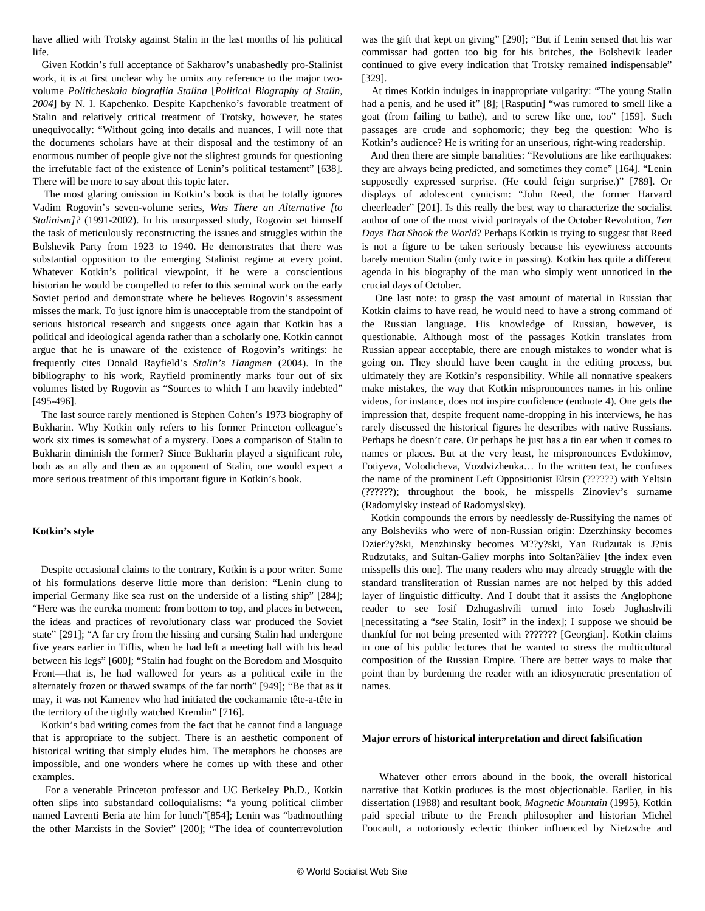have allied with Trotsky against Stalin in the last months of his political life.

Given Kotkin's full acceptance of Sakharov's unabashedly pro-Stalinist work, it is at first unclear why he omits any reference to the major two-volume *Politicheskaia biografiia Stalina* [*Political Biography of Stalin, 2004*] by N. I. Kapchenko. Despite Kapchenko's favorable treatment of Stalin and relatively critical treatment of Trotsky, however, he states unequivocally: "Without going into details and nuances, I will note that the documents scholars have at their disposal and the testimony of an enormous number of people give not the slightest grounds for questioning the irrefutable fact of the existence of Lenin's political testament" [638]. There will be more to say about this topic later.

The most glaring omission in Kotkin's book is that he totally ignores Vadim Rogovin's seven-volume series, *Was There an Alternative [to Stalinism]?* (1991-2002). In his unsurpassed study, Rogovin set himself the task of meticulously reconstructing the issues and struggles within the Bolshevik Party from 1923 to 1940. He demonstrates that there was substantial opposition to the emerging Stalinist regime at every point. Whatever Kotkin's political viewpoint, if he were a conscientious historian he would be compelled to refer to this seminal work on the early Soviet period and demonstrate where he believes Rogovin's assessment misses the mark. To just ignore him is unacceptable from the standpoint of serious historical research and suggests once again that Kotkin has a political and ideological agenda rather than a scholarly one. Kotkin cannot argue that he is unaware of the existence of Rogovin's writings: he frequently cites Donald Rayfield's *Stalin's Hangmen* (2004). In the bibliography to his work, Rayfield prominently marks four out of six volumes listed by Rogovin as "Sources to which I am heavily indebted" [495-496].

The last source rarely mentioned is Stephen Cohen's 1973 biography of Bukharin. Why Kotkin only refers to his former Princeton colleague's work six times is somewhat of a mystery. Does a comparison of Stalin to Bukharin diminish the former? Since Bukharin played a significant role, both as an ally and then as an opponent of Stalin, one would expect a more serious treatment of this important figure in Kotkin's book.

**Kotkin's style**

Despite occasional claims to the contrary, Kotkin is a poor writer. Some of his formulations deserve little more than derision: "Lenin clung to imperial Germany like sea rust on the underside of a listing ship" [284]; "Here was the eureka moment: from bottom to top, and places in between, the ideas and practices of revolutionary class war produced the Soviet state" [291]; "A far cry from the hissing and cursing Stalin had undergone five years earlier in Tiflis, when he had left a meeting hall with his head between his legs" [600]; "Stalin had fought on the Boredom and Mosquito Front—that is, he had wallowed for years as a political exile in the alternately frozen or thawed swamps of the far north" [949]; "Be that as it may, it was not Kamenev who had initiated the cockamamie tête-a-tête in the territory of the tightly watched Kremlin" [716].

Kotkin's bad writing comes from the fact that he cannot find a language that is appropriate to the subject. There is an aesthetic component of historical writing that simply eludes him. The metaphors he chooses are impossible, and one wonders where he comes up with these and other examples.

For a venerable Princeton professor and UC Berkeley Ph.D., Kotkin often slips into substandard colloquialisms: "a young political climber named Lavrenti Beria ate him for lunch"[854]; Lenin was "badmouthing the other Marxists in the Soviet" [200]; "The idea of counterrevolution was the gift that kept on giving" [290]; "But if Lenin sensed that his war commissar had gotten too big for his britches, the Bolshevik leader continued to give every indication that Trotsky remained indispensable" [329].

At times Kotkin indulges in inappropriate vulgarity: "The young Stalin had a penis, and he used it" [8]; [Rasputin] "was rumored to smell like a goat (from failing to bathe), and to screw like one, too" [159]. Such passages are crude and sophomoric; they beg the question: Who is Kotkin's audience? He is writing for an unserious, right-wing readership.

And then there are simple banalities: "Revolutions are like earthquakes: they are always being predicted, and sometimes they come" [164]. "Lenin supposedly expressed surprise. (He could feign surprise.)" [789]. Or displays of adolescent cynicism: "John Reed, the former Harvard cheerleader" [201]. Is this really the best way to characterize the socialist author of one of the most vivid portrayals of the October Revolution, *Ten Days That Shook the World*? Perhaps Kotkin is trying to suggest that Reed is not a figure to be taken seriously because his eyewitness accounts barely mention Stalin (only twice in passing). Kotkin has quite a different agenda in his biography of the man who simply went unnoticed in the crucial days of October.

One last note: to grasp the vast amount of material in Russian that Kotkin claims to have read, he would need to have a strong command of the Russian language. His knowledge of Russian, however, is questionable. Although most of the passages Kotkin translates from Russian appear acceptable, there are enough mistakes to wonder what is going on. They should have been caught in the editing process, but ultimately they are Kotkin's responsibility. While all nonnative speakers make mistakes, the way that Kotkin mispronounces names in his online videos, for instance, does not inspire confidence (endnote 4). One gets the impression that, despite frequent name-dropping in his interviews, he has rarely discussed the historical figures he describes with native Russians. Perhaps he doesn't care. Or perhaps he just has a tin ear when it comes to names or places. But at the very least, he mispronounces Evdokimov, Fotiyeva, Volodicheva, Vozdvizhenka… In the written text, he confuses the name of the prominent Left Oppositionist Eltsin (??????) with Yeltsin (??????); throughout the book, he misspells Zinoviev's surname (Radomylsky instead of Radomyslsky).

Kotkin compounds the errors by needlessly de-Russifying the names of any Bolsheviks who were of non-Russian origin: Dzerzhinsky becomes Dzier?y?ski, Menzhinsky becomes M??y?ski, Yan Rudzutak is J?nis Rudzutaks, and Sultan-Galiev morphs into Soltan?äliev [the index even misspells this one]. The many readers who may already struggle with the standard transliteration of Russian names are not helped by this added layer of linguistic difficulty. And I doubt that it assists the Anglophone reader to see Iosif Dzhugashvili turned into Ioseb Jughashvili [necessitating a "*see* Stalin, Iosif" in the index]; I suppose we should be thankful for not being presented with ??????? [Georgian]. Kotkin claims in one of his public lectures that he wanted to stress the multicultural composition of the Russian Empire. There are better ways to make that point than by burdening the reader with an idiosyncratic presentation of names.

**Major errors of historical interpretation and direct falsification**

Whatever other errors abound in the book, the overall historical narrative that Kotkin produces is the most objectionable. Earlier, in his dissertation (1988) and resultant book, *Magnetic Mountain* (1995), Kotkin paid special tribute to the French philosopher and historian Michel Foucault, a notoriously eclectic thinker influenced by Nietzsche and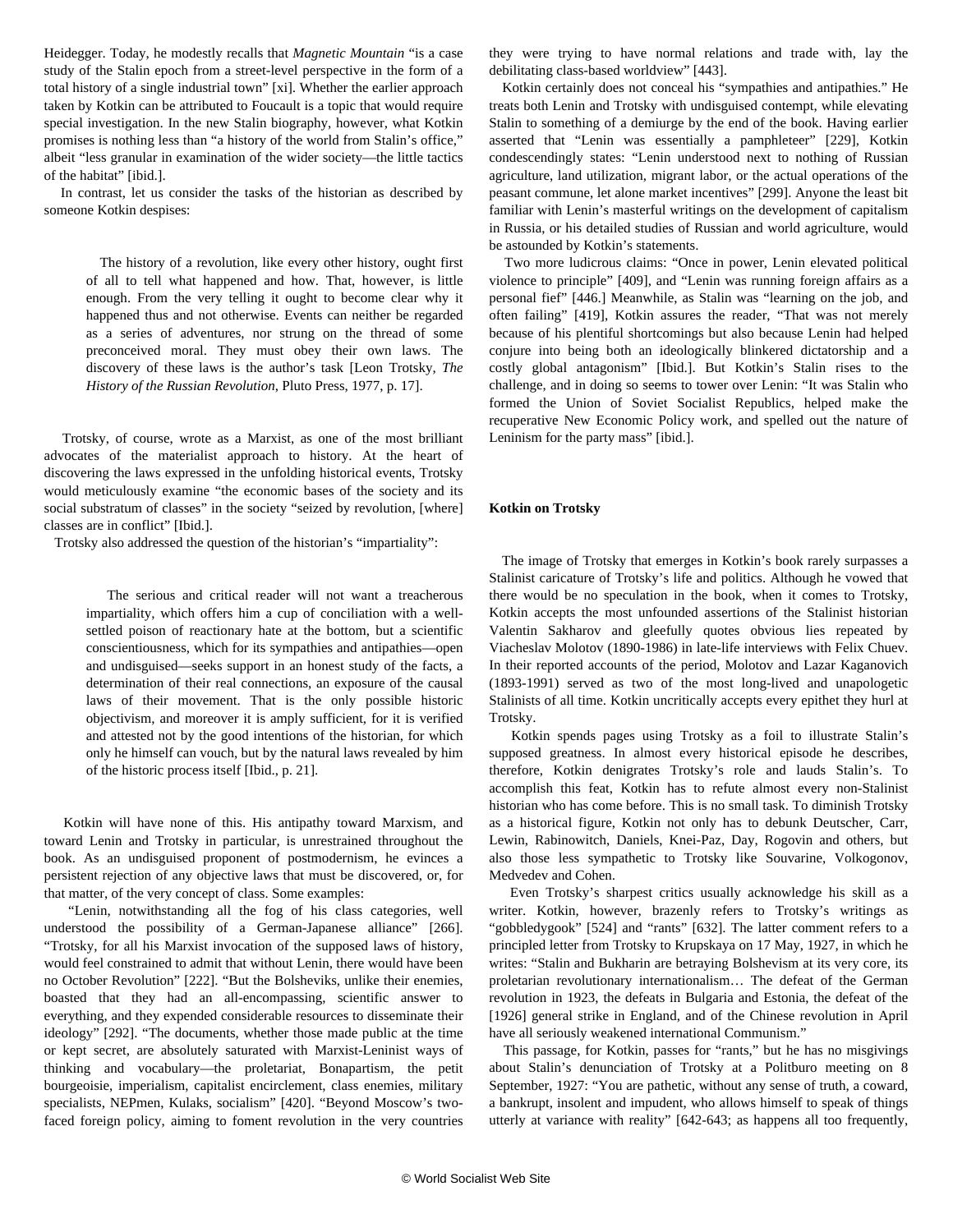Heidegger. Today, he modestly recalls that *Magnetic Mountain* "is a case study of the Stalin epoch from a street-level perspective in the form of a total history of a single industrial town" [xi]. Whether the earlier approach taken by Kotkin can be attributed to Foucault is a topic that would require special investigation. In the new Stalin biography, however, what Kotkin promises is nothing less than "a history of the world from Stalin's office," albeit "less granular in examination of the wider society—the little tactics of the habitat" [ibid.].

In contrast, let us consider the tasks of the historian as described by someone Kotkin despises:

> The history of a revolution, like every other history, ought first of all to tell what happened and how. That, however, is little enough. From the very telling it ought to become clear why it happened thus and not otherwise. Events can neither be regarded as a series of adventures, nor strung on the thread of some preconceived moral. They must obey their own laws. The discovery of these laws is the author's task [Leon Trotsky, *The History of the Russian Revolution*, Pluto Press, 1977, p. 17].

Trotsky, of course, wrote as a Marxist, as one of the most brilliant advocates of the materialist approach to history. At the heart of discovering the laws expressed in the unfolding historical events, Trotsky would meticulously examine "the economic bases of the society and its social substratum of classes" in the society "seized by revolution, [where] classes are in conflict" [Ibid.].

Trotsky also addressed the question of the historian's "impartiality":

> The serious and critical reader will not want a treacherous impartiality, which offers him a cup of conciliation with a well-settled poison of reactionary hate at the bottom, but a scientific conscientiousness, which for its sympathies and antipathies—open and undisguised—seeks support in an honest study of the facts, a determination of their real connections, an exposure of the causal laws of their movement. That is the only possible historic objectivism, and moreover it is amply sufficient, for it is verified and attested not by the good intentions of the historian, for which only he himself can vouch, but by the natural laws revealed by him of the historic process itself [Ibid., p. 21].

Kotkin will have none of this. His antipathy toward Marxism, and toward Lenin and Trotsky in particular, is unrestrained throughout the book. As an undisguised proponent of postmodernism, he evinces a persistent rejection of any objective laws that must be discovered, or, for that matter, of the very concept of class. Some examples:

"Lenin, notwithstanding all the fog of his class categories, well understood the possibility of a German-Japanese alliance" [266]. "Trotsky, for all his Marxist invocation of the supposed laws of history, would feel constrained to admit that without Lenin, there would have been no October Revolution" [222]. "But the Bolsheviks, unlike their enemies, boasted that they had an all-encompassing, scientific answer to everything, and they expended considerable resources to disseminate their ideology" [292]. "The documents, whether those made public at the time or kept secret, are absolutely saturated with Marxist-Leninist ways of thinking and vocabulary—the proletariat, Bonapartism, the petit bourgeoisie, imperialism, capitalist encirclement, class enemies, military specialists, NEPmen, Kulaks, socialism" [420]. "Beyond Moscow's two-faced foreign policy, aiming to foment revolution in the very countries they were trying to have normal relations and trade with, lay the debilitating class-based worldview" [443].

Kotkin certainly does not conceal his "sympathies and antipathies." He treats both Lenin and Trotsky with undisguised contempt, while elevating Stalin to something of a demiurge by the end of the book. Having earlier asserted that "Lenin was essentially a pamphleteer" [229], Kotkin condescendingly states: "Lenin understood next to nothing of Russian agriculture, land utilization, migrant labor, or the actual operations of the peasant commune, let alone market incentives" [299]. Anyone the least bit familiar with Lenin's masterful writings on the development of capitalism in Russia, or his detailed studies of Russian and world agriculture, would be astounded by Kotkin's statements.

Two more ludicrous claims: "Once in power, Lenin elevated political violence to principle" [409], and "Lenin was running foreign affairs as a personal fief" [446.] Meanwhile, as Stalin was "learning on the job, and often failing" [419], Kotkin assures the reader, "That was not merely because of his plentiful shortcomings but also because Lenin had helped conjure into being both an ideologically blinkered dictatorship and a costly global antagonism" [Ibid.]. But Kotkin's Stalin rises to the challenge, and in doing so seems to tower over Lenin: "It was Stalin who formed the Union of Soviet Socialist Republics, helped make the recuperative New Economic Policy work, and spelled out the nature of Leninism for the party mass" [ibid.].

**Kotkin on Trotsky**

The image of Trotsky that emerges in Kotkin's book rarely surpasses a Stalinist caricature of Trotsky's life and politics. Although he vowed that there would be no speculation in the book, when it comes to Trotsky, Kotkin accepts the most unfounded assertions of the Stalinist historian Valentin Sakharov and gleefully quotes obvious lies repeated by Viacheslav Molotov (1890-1986) in late-life interviews with Felix Chuev. In their reported accounts of the period, Molotov and Lazar Kaganovich (1893-1991) served as two of the most long-lived and unapologetic Stalinists of all time. Kotkin uncritically accepts every epithet they hurl at Trotsky.

Kotkin spends pages using Trotsky as a foil to illustrate Stalin's supposed greatness. In almost every historical episode he describes, therefore, Kotkin denigrates Trotsky's role and lauds Stalin's. To accomplish this feat, Kotkin has to refute almost every non-Stalinist historian who has come before. This is no small task. To diminish Trotsky as a historical figure, Kotkin not only has to debunk Deutscher, Carr, Lewin, Rabinowitch, Daniels, Knei-Paz, Day, Rogovin and others, but also those less sympathetic to Trotsky like Souvarine, Volkogonov, Medvedev and Cohen.

Even Trotsky's sharpest critics usually acknowledge his skill as a writer. Kotkin, however, brazenly refers to Trotsky's writings as "gobbledygook" [524] and "rants" [632]. The latter comment refers to a principled letter from Trotsky to Krupskaya on 17 May, 1927, in which he writes: "Stalin and Bukharin are betraying Bolshevism at its very core, its proletarian revolutionary internationalism… The defeat of the German revolution in 1923, the defeats in Bulgaria and Estonia, the defeat of the [1926] general strike in England, and of the Chinese revolution in April have all seriously weakened international Communism."

This passage, for Kotkin, passes for "rants," but he has no misgivings about Stalin's denunciation of Trotsky at a Politburo meeting on 8 September, 1927: "You are pathetic, without any sense of truth, a coward, a bankrupt, insolent and impudent, who allows himself to speak of things utterly at variance with reality" [642-643; as happens all too frequently,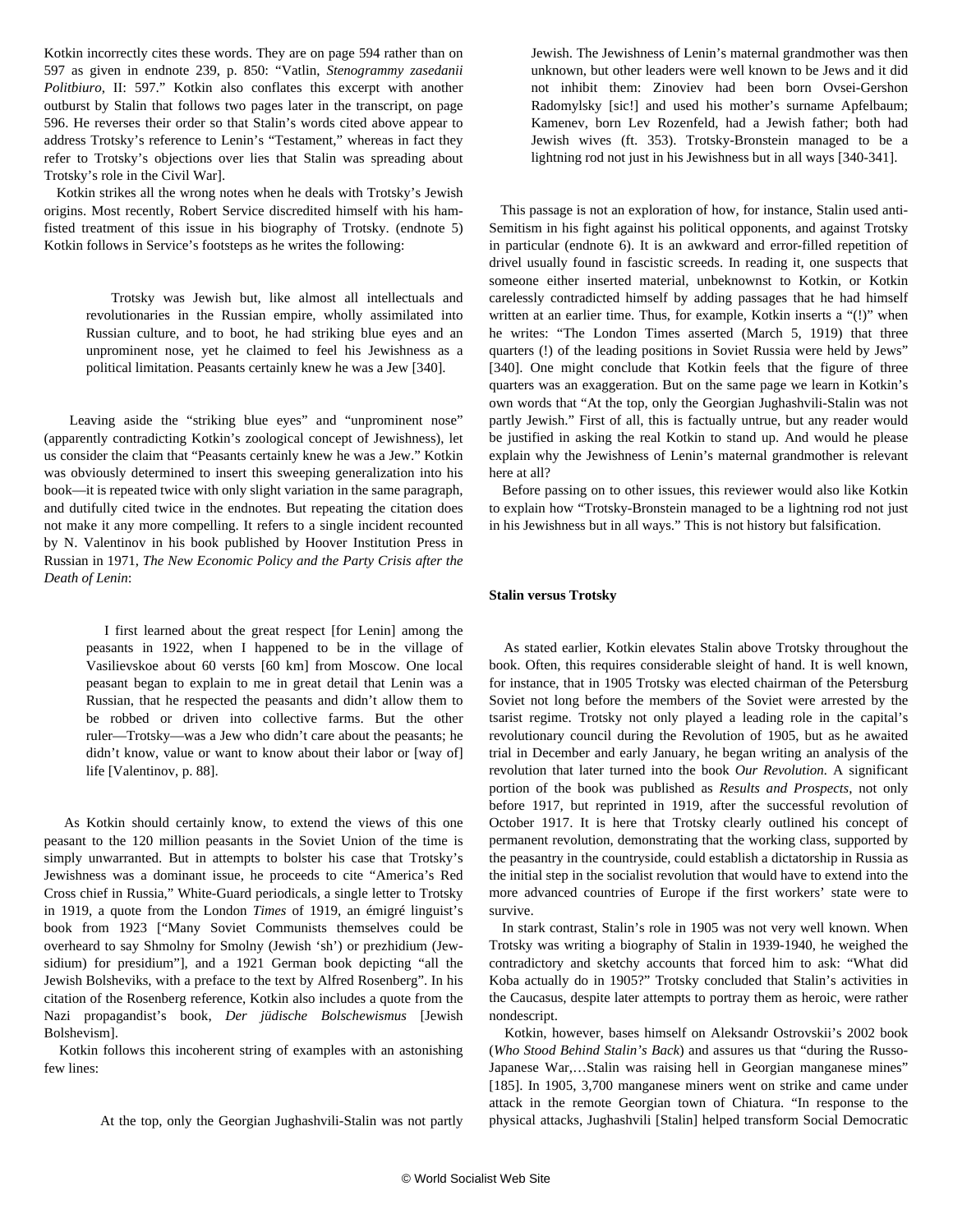Kotkin incorrectly cites these words. They are on page 594 rather than on 597 as given in endnote 239, p. 850: "Vatlin, *Stenogrammy zasedanii Politbiuro*, II: 597." Kotkin also conflates this excerpt with another outburst by Stalin that follows two pages later in the transcript, on page 596. He reverses their order so that Stalin's words cited above appear to address Trotsky's reference to Lenin's "Testament," whereas in fact they refer to Trotsky's objections over lies that Stalin was spreading about Trotsky's role in the Civil War].

Kotkin strikes all the wrong notes when he deals with Trotsky's Jewish origins. Most recently, Robert Service discredited himself with his ham-fisted treatment of this issue in his biography of Trotsky. (endnote 5) Kotkin follows in Service's footsteps as he writes the following:

> Trotsky was Jewish but, like almost all intellectuals and revolutionaries in the Russian empire, wholly assimilated into Russian culture, and to boot, he had striking blue eyes and an unprominent nose, yet he claimed to feel his Jewishness as a political limitation. Peasants certainly knew he was a Jew [340].

Leaving aside the "striking blue eyes" and "unprominent nose" (apparently contradicting Kotkin's zoological concept of Jewishness), let us consider the claim that "Peasants certainly knew he was a Jew." Kotkin was obviously determined to insert this sweeping generalization into his book—it is repeated twice with only slight variation in the same paragraph, and dutifully cited twice in the endnotes. But repeating the citation does not make it any more compelling. It refers to a single incident recounted by N. Valentinov in his book published by Hoover Institution Press in Russian in 1971, *The New Economic Policy and the Party Crisis after the Death of Lenin*:

> I first learned about the great respect [for Lenin] among the peasants in 1922, when I happened to be in the village of Vasilievskoe about 60 versts [60 km] from Moscow. One local peasant began to explain to me in great detail that Lenin was a Russian, that he respected the peasants and didn't allow them to be robbed or driven into collective farms. But the other ruler—Trotsky—was a Jew who didn't care about the peasants; he didn't know, value or want to know about their labor or [way of] life [Valentinov, p. 88].

As Kotkin should certainly know, to extend the views of this one peasant to the 120 million peasants in the Soviet Union of the time is simply unwarranted. But in attempts to bolster his case that Trotsky's Jewishness was a dominant issue, he proceeds to cite "America's Red Cross chief in Russia," White-Guard periodicals, a single letter to Trotsky in 1919, a quote from the London *Times* of 1919, an émigré linguist's book from 1923 ["Many Soviet Communists themselves could be overheard to say Shmolny for Smolny (Jewish 'sh') or prezhidium (Jew-sidium) for presidium"], and a 1921 German book depicting "all the Jewish Bolsheviks, with a preface to the text by Alfred Rosenberg". In his citation of the Rosenberg reference, Kotkin also includes a quote from the Nazi propagandist's book, *Der jüdische Bolschewismus* [Jewish Bolshevism].

Kotkin follows this incoherent string of examples with an astonishing few lines:

> At the top, only the Georgian Jughashvili-Stalin was not partly Jewish. The Jewishness of Lenin's maternal grandmother was then unknown, but other leaders were well known to be Jews and it did not inhibit them: Zinoviev had been born Ovsei-Gershon Radomylsky [sic!] and used his mother's surname Apfelbaum; Kamenev, born Lev Rozenfeld, had a Jewish father; both had Jewish wives (ft. 353). Trotsky-Bronstein managed to be a lightning rod not just in his Jewishness but in all ways [340-341].

This passage is not an exploration of how, for instance, Stalin used anti-Semitism in his fight against his political opponents, and against Trotsky in particular (endnote 6). It is an awkward and error-filled repetition of drivel usually found in fascistic screeds. In reading it, one suspects that someone either inserted material, unbeknownst to Kotkin, or Kotkin carelessly contradicted himself by adding passages that he had himself written at an earlier time. Thus, for example, Kotkin inserts a "(!)" when he writes: "The London Times asserted (March 5, 1919) that three quarters (!) of the leading positions in Soviet Russia were held by Jews" [340]. One might conclude that Kotkin feels that the figure of three quarters was an exaggeration. But on the same page we learn in Kotkin's own words that "At the top, only the Georgian Jughashvili-Stalin was not partly Jewish." First of all, this is factually untrue, but any reader would be justified in asking the real Kotkin to stand up. And would he please explain why the Jewishness of Lenin's maternal grandmother is relevant here at all?

Before passing on to other issues, this reviewer would also like Kotkin to explain how "Trotsky-Bronstein managed to be a lightning rod not just in his Jewishness but in all ways." This is not history but falsification.

**Stalin versus Trotsky**

As stated earlier, Kotkin elevates Stalin above Trotsky throughout the book. Often, this requires considerable sleight of hand. It is well known, for instance, that in 1905 Trotsky was elected chairman of the Petersburg Soviet not long before the members of the Soviet were arrested by the tsarist regime. Trotsky not only played a leading role in the capital's revolutionary council during the Revolution of 1905, but as he awaited trial in December and early January, he began writing an analysis of the revolution that later turned into the book *Our Revolution*. A significant portion of the book was published as *Results and Prospects*, not only before 1917, but reprinted in 1919, after the successful revolution of October 1917. It is here that Trotsky clearly outlined his concept of permanent revolution, demonstrating that the working class, supported by the peasantry in the countryside, could establish a dictatorship in Russia as the initial step in the socialist revolution that would have to extend into the more advanced countries of Europe if the first workers' state were to survive.

In stark contrast, Stalin's role in 1905 was not very well known. When Trotsky was writing a biography of Stalin in 1939-1940, he weighed the contradictory and sketchy accounts that forced him to ask: "What did Koba actually do in 1905?" Trotsky concluded that Stalin's activities in the Caucasus, despite later attempts to portray them as heroic, were rather nondescript.

Kotkin, however, bases himself on Aleksandr Ostrovskii's 2002 book (*Who Stood Behind Stalin's Back*) and assures us that "during the Russo-Japanese War,…Stalin was raising hell in Georgian manganese mines" [185]. In 1905, 3,700 manganese miners went on strike and came under attack in the remote Georgian town of Chiatura. "In response to the physical attacks, Jughashvili [Stalin] helped transform Social Democratic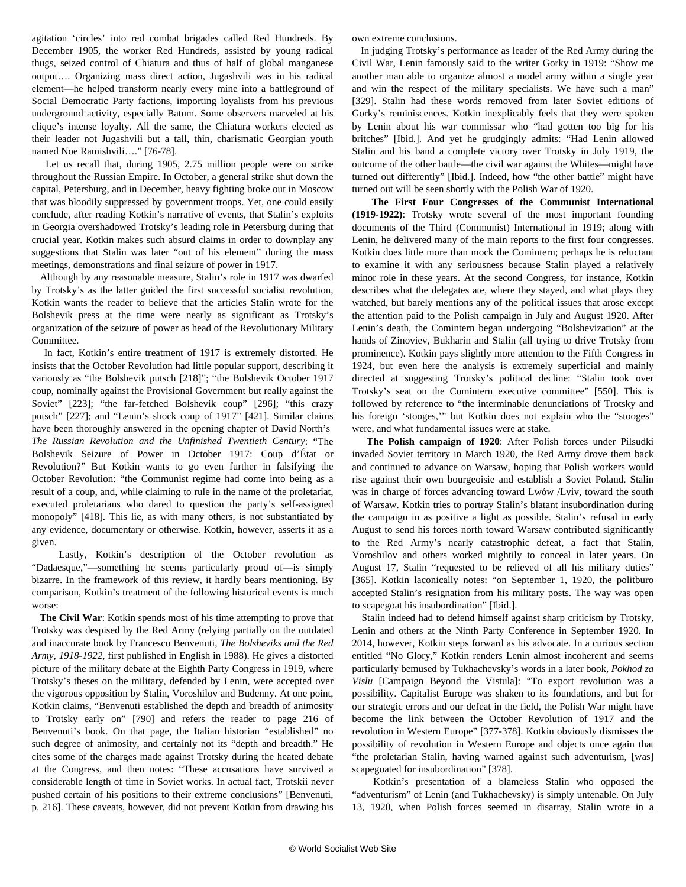agitation 'circles' into red combat brigades called Red Hundreds. By December 1905, the worker Red Hundreds, assisted by young radical thugs, seized control of Chiatura and thus of half of global manganese output…. Organizing mass direct action, Jugashvili was in his radical element—he helped transform nearly every mine into a battleground of Social Democratic Party factions, importing loyalists from his previous underground activity, especially Batum. Some observers marveled at his clique's intense loyalty. All the same, the Chiatura workers elected as their leader not Jugashvili but a tall, thin, charismatic Georgian youth named Noe Ramishvili…." [76-78].

Let us recall that, during 1905, 2.75 million people were on strike throughout the Russian Empire. In October, a general strike shut down the capital, Petersburg, and in December, heavy fighting broke out in Moscow that was bloodily suppressed by government troops. Yet, one could easily conclude, after reading Kotkin's narrative of events, that Stalin's exploits in Georgia overshadowed Trotsky's leading role in Petersburg during that crucial year. Kotkin makes such absurd claims in order to downplay any suggestions that Stalin was later "out of his element" during the mass meetings, demonstrations and final seizure of power in 1917.

Although by any reasonable measure, Stalin's role in 1917 was dwarfed by Trotsky's as the latter guided the first successful socialist revolution, Kotkin wants the reader to believe that the articles Stalin wrote for the Bolshevik press at the time were nearly as significant as Trotsky's organization of the seizure of power as head of the Revolutionary Military Committee.

In fact, Kotkin's entire treatment of 1917 is extremely distorted. He insists that the October Revolution had little popular support, describing it variously as "the Bolshevik putsch [218]"; "the Bolshevik October 1917 coup, nominally against the Provisional Government but really against the Soviet" [223]; "the far-fetched Bolshevik coup" [296]; "this crazy putsch" [227]; and "Lenin's shock coup of 1917" [421]. Similar claims have been thoroughly answered in the opening chapter of David North's *The Russian Revolution and the Unfinished Twentieth Century*: "The Bolshevik Seizure of Power in October 1917: Coup d'État or Revolution?" But Kotkin wants to go even further in falsifying the October Revolution: "the Communist regime had come into being as a result of a coup, and, while claiming to rule in the name of the proletariat, executed proletarians who dared to question the party's self-assigned monopoly" [418]. This lie, as with many others, is not substantiated by any evidence, documentary or otherwise. Kotkin, however, asserts it as a given.

Lastly, Kotkin's description of the October revolution as "Dadaesque,"—something he seems particularly proud of—is simply bizarre. In the framework of this review, it hardly bears mentioning. By comparison, Kotkin's treatment of the following historical events is much worse:

**The Civil War**: Kotkin spends most of his time attempting to prove that Trotsky was despised by the Red Army (relying partially on the outdated and inaccurate book by Francesco Benvenuti, *The Bolsheviks and the Red Army, 1918-1922*, first published in English in 1988). He gives a distorted picture of the military debate at the Eighth Party Congress in 1919, where Trotsky's theses on the military, defended by Lenin, were accepted over the vigorous opposition by Stalin, Voroshilov and Budenny. At one point, Kotkin claims, "Benvenuti established the depth and breadth of animosity to Trotsky early on" [790] and refers the reader to page 216 of Benvenuti's book. On that page, the Italian historian "established" no such degree of animosity, and certainly not its "depth and breadth." He cites some of the charges made against Trotsky during the heated debate at the Congress, and then notes: "These accusations have survived a considerable length of time in Soviet works. In actual fact, Trotskii never pushed certain of his positions to their extreme conclusions" [Benvenuti, p. 216]. These caveats, however, did not prevent Kotkin from drawing his own extreme conclusions.

In judging Trotsky's performance as leader of the Red Army during the Civil War, Lenin famously said to the writer Gorky in 1919: "Show me another man able to organize almost a model army within a single year and win the respect of the military specialists. We have such a man" [329]. Stalin had these words removed from later Soviet editions of Gorky's reminiscences. Kotkin inexplicably feels that they were spoken by Lenin about his war commissar who "had gotten too big for his britches" [Ibid.]. And yet he grudgingly admits: "Had Lenin allowed Stalin and his band a complete victory over Trotsky in July 1919, the outcome of the other battle—the civil war against the Whites—might have turned out differently" [Ibid.]. Indeed, how "the other battle" might have turned out will be seen shortly with the Polish War of 1920.

**The First Four Congresses of the Communist International (1919-1922)**: Trotsky wrote several of the most important founding documents of the Third (Communist) International in 1919; along with Lenin, he delivered many of the main reports to the first four congresses. Kotkin does little more than mock the Comintern; perhaps he is reluctant to examine it with any seriousness because Stalin played a relatively minor role in these years. At the second Congress, for instance, Kotkin describes what the delegates ate, where they stayed, and what plays they watched, but barely mentions any of the political issues that arose except the attention paid to the Polish campaign in July and August 1920. After Lenin's death, the Comintern began undergoing "Bolshevization" at the hands of Zinoviev, Bukharin and Stalin (all trying to drive Trotsky from prominence). Kotkin pays slightly more attention to the Fifth Congress in 1924, but even here the analysis is extremely superficial and mainly directed at suggesting Trotsky's political decline: "Stalin took over Trotsky's seat on the Comintern executive committee" [550]. This is followed by reference to "the interminable denunciations of Trotsky and his foreign 'stooges,'" but Kotkin does not explain who the "stooges" were, and what fundamental issues were at stake.

**The Polish campaign of 1920**: After Polish forces under Pilsudki invaded Soviet territory in March 1920, the Red Army drove them back and continued to advance on Warsaw, hoping that Polish workers would rise against their own bourgeoisie and establish a Soviet Poland. Stalin was in charge of forces advancing toward Lwów /Lviv, toward the south of Warsaw. Kotkin tries to portray Stalin's blatant insubordination during the campaign in as positive a light as possible. Stalin's refusal in early August to send his forces north toward Warsaw contributed significantly to the Red Army's nearly catastrophic defeat, a fact that Stalin, Voroshilov and others worked mightily to conceal in later years. On August 17, Stalin "requested to be relieved of all his military duties" [365]. Kotkin laconically notes: "on September 1, 1920, the politburo accepted Stalin's resignation from his military posts. The way was open to scapegoat his insubordination" [Ibid.].

Stalin indeed had to defend himself against sharp criticism by Trotsky, Lenin and others at the Ninth Party Conference in September 1920. In 2014, however, Kotkin steps forward as his advocate. In a curious section entitled "No Glory," Kotkin renders Lenin almost incoherent and seems particularly bemused by Tukhachevsky's words in a later book, *Pokhod za Vislu* [Campaign Beyond the Vistula]: "To export revolution was a possibility. Capitalist Europe was shaken to its foundations, and but for our strategic errors and our defeat in the field, the Polish War might have become the link between the October Revolution of 1917 and the revolution in Western Europe" [377-378]. Kotkin obviously dismisses the possibility of revolution in Western Europe and objects once again that "the proletarian Stalin, having warned against such adventurism, [was] scapegoated for insubordination" [378].

Kotkin's presentation of a blameless Stalin who opposed the "adventurism" of Lenin (and Tukhachevsky) is simply untenable. On July 13, 1920, when Polish forces seemed in disarray, Stalin wrote in a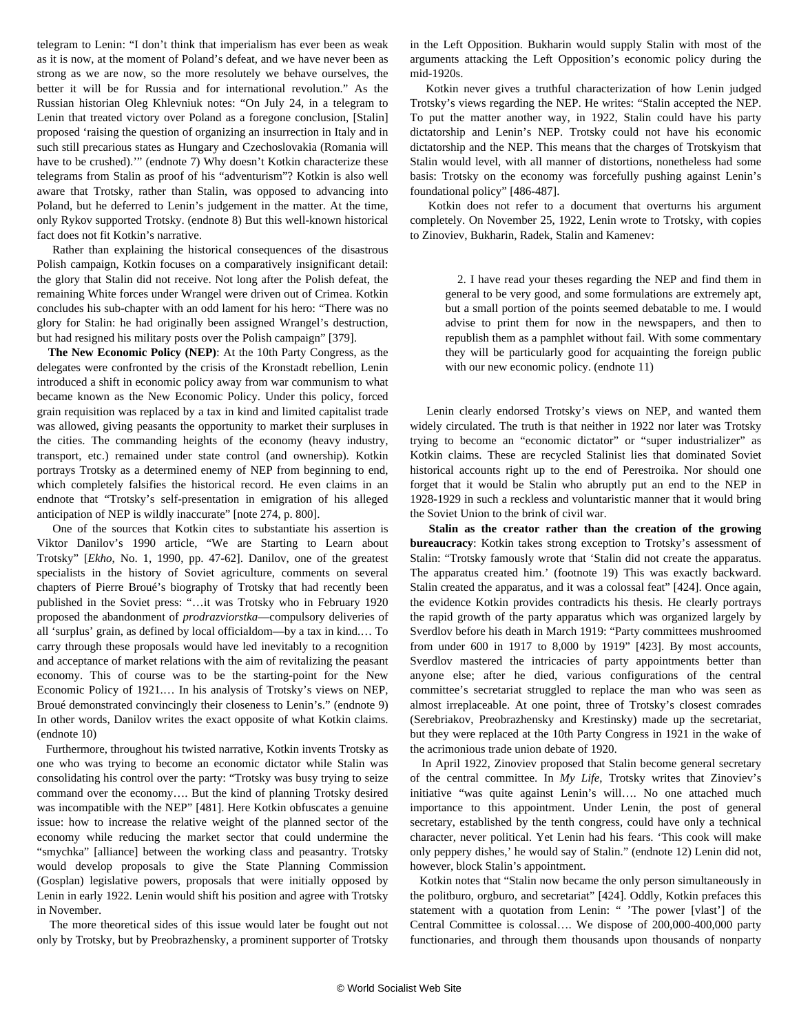telegram to Lenin: "I don't think that imperialism has ever been as weak as it is now, at the moment of Poland's defeat, and we have never been as strong as we are now, so the more resolutely we behave ourselves, the better it will be for Russia and for international revolution." As the Russian historian Oleg Khlevniuk notes: "On July 24, in a telegram to Lenin that treated victory over Poland as a foregone conclusion, [Stalin] proposed 'raising the question of organizing an insurrection in Italy and in such still precarious states as Hungary and Czechoslovakia (Romania will have to be crushed).'" (endnote 7) Why doesn't Kotkin characterize these telegrams from Stalin as proof of his "adventurism"? Kotkin is also well aware that Trotsky, rather than Stalin, was opposed to advancing into Poland, but he deferred to Lenin's judgement in the matter. At the time, only Rykov supported Trotsky. (endnote 8) But this well-known historical fact does not fit Kotkin's narrative.

Rather than explaining the historical consequences of the disastrous Polish campaign, Kotkin focuses on a comparatively insignificant detail: the glory that Stalin did not receive. Not long after the Polish defeat, the remaining White forces under Wrangel were driven out of Crimea. Kotkin concludes his sub-chapter with an odd lament for his hero: "There was no glory for Stalin: he had originally been assigned Wrangel's destruction, but had resigned his military posts over the Polish campaign" [379].

**The New Economic Policy (NEP)**: At the 10th Party Congress, as the delegates were confronted by the crisis of the Kronstadt rebellion, Lenin introduced a shift in economic policy away from war communism to what became known as the New Economic Policy. Under this policy, forced grain requisition was replaced by a tax in kind and limited capitalist trade was allowed, giving peasants the opportunity to market their surpluses in the cities. The commanding heights of the economy (heavy industry, transport, etc.) remained under state control (and ownership). Kotkin portrays Trotsky as a determined enemy of NEP from beginning to end, which completely falsifies the historical record. He even claims in an endnote that "Trotsky's self-presentation in emigration of his alleged anticipation of NEP is wildly inaccurate" [note 274, p. 800].

One of the sources that Kotkin cites to substantiate his assertion is Viktor Danilov's 1990 article, "We are Starting to Learn about Trotsky" [*Ekho*, No. 1, 1990, pp. 47-62]. Danilov, one of the greatest specialists in the history of Soviet agriculture, comments on several chapters of Pierre Broué's biography of Trotsky that had recently been published in the Soviet press: "…it was Trotsky who in February 1920 proposed the abandonment of *prodrazviorstka*—compulsory deliveries of all 'surplus' grain, as defined by local officialdom—by a tax in kind.… To carry through these proposals would have led inevitably to a recognition and acceptance of market relations with the aim of revitalizing the peasant economy. This of course was to be the starting-point for the New Economic Policy of 1921.… In his analysis of Trotsky's views on NEP, Broué demonstrated convincingly their closeness to Lenin's." (endnote 9) In other words, Danilov writes the exact opposite of what Kotkin claims. (endnote 10)

Furthermore, throughout his twisted narrative, Kotkin invents Trotsky as one who was trying to become an economic dictator while Stalin was consolidating his control over the party: "Trotsky was busy trying to seize command over the economy…. But the kind of planning Trotsky desired was incompatible with the NEP" [481]. Here Kotkin obfuscates a genuine issue: how to increase the relative weight of the planned sector of the economy while reducing the market sector that could undermine the "smychka" [alliance] between the working class and peasantry. Trotsky would develop proposals to give the State Planning Commission (Gosplan) legislative powers, proposals that were initially opposed by Lenin in early 1922. Lenin would shift his position and agree with Trotsky in November.

The more theoretical sides of this issue would later be fought out not only by Trotsky, but by Preobrazhensky, a prominent supporter of Trotsky in the Left Opposition. Bukharin would supply Stalin with most of the arguments attacking the Left Opposition's economic policy during the mid-1920s.

Kotkin never gives a truthful characterization of how Lenin judged Trotsky's views regarding the NEP. He writes: "Stalin accepted the NEP. To put the matter another way, in 1922, Stalin could have his party dictatorship and Lenin's NEP. Trotsky could not have his economic dictatorship and the NEP. This means that the charges of Trotskyism that Stalin would level, with all manner of distortions, nonetheless had some basis: Trotsky on the economy was forcefully pushing against Lenin's foundational policy" [486-487].

Kotkin does not refer to a document that overturns his argument completely. On November 25, 1922, Lenin wrote to Trotsky, with copies to Zinoviev, Bukharin, Radek, Stalin and Kamenev:

> 2. I have read your theses regarding the NEP and find them in general to be very good, and some formulations are extremely apt, but a small portion of the points seemed debatable to me. I would advise to print them for now in the newspapers, and then to republish them as a pamphlet without fail. With some commentary they will be particularly good for acquainting the foreign public with our new economic policy. (endnote 11)

Lenin clearly endorsed Trotsky's views on NEP, and wanted them widely circulated. The truth is that neither in 1922 nor later was Trotsky trying to become an "economic dictator" or "super industrializer" as Kotkin claims. These are recycled Stalinist lies that dominated Soviet historical accounts right up to the end of Perestroika. Nor should one forget that it would be Stalin who abruptly put an end to the NEP in 1928-1929 in such a reckless and voluntaristic manner that it would bring the Soviet Union to the brink of civil war.

**Stalin as the creator rather than the creation of the growing bureaucracy**: Kotkin takes strong exception to Trotsky's assessment of Stalin: "Trotsky famously wrote that 'Stalin did not create the apparatus. The apparatus created him.' (footnote 19) This was exactly backward. Stalin created the apparatus, and it was a colossal feat" [424]. Once again, the evidence Kotkin provides contradicts his thesis. He clearly portrays the rapid growth of the party apparatus which was organized largely by Sverdlov before his death in March 1919: "Party committees mushroomed from under 600 in 1917 to 8,000 by 1919" [423]. By most accounts, Sverdlov mastered the intricacies of party appointments better than anyone else; after he died, various configurations of the central committee's secretariat struggled to replace the man who was seen as almost irreplaceable. At one point, three of Trotsky's closest comrades (Serebriakov, Preobrazhensky and Krestinsky) made up the secretariat, but they were replaced at the 10th Party Congress in 1921 in the wake of the acrimonious trade union debate of 1920.

In April 1922, Zinoviev proposed that Stalin become general secretary of the central committee. In *My Life*, Trotsky writes that Zinoviev's initiative "was quite against Lenin's will…. No one attached much importance to this appointment. Under Lenin, the post of general secretary, established by the tenth congress, could have only a technical character, never political. Yet Lenin had his fears. 'This cook will make only peppery dishes,' he would say of Stalin." (endnote 12) Lenin did not, however, block Stalin's appointment.

Kotkin notes that "Stalin now became the only person simultaneously in the politburo, orgburo, and secretariat" [424]. Oddly, Kotkin prefaces this statement with a quotation from Lenin: " 'The power [vlast'] of the Central Committee is colossal…. We dispose of 200,000-400,000 party functionaries, and through them thousands upon thousands of nonparty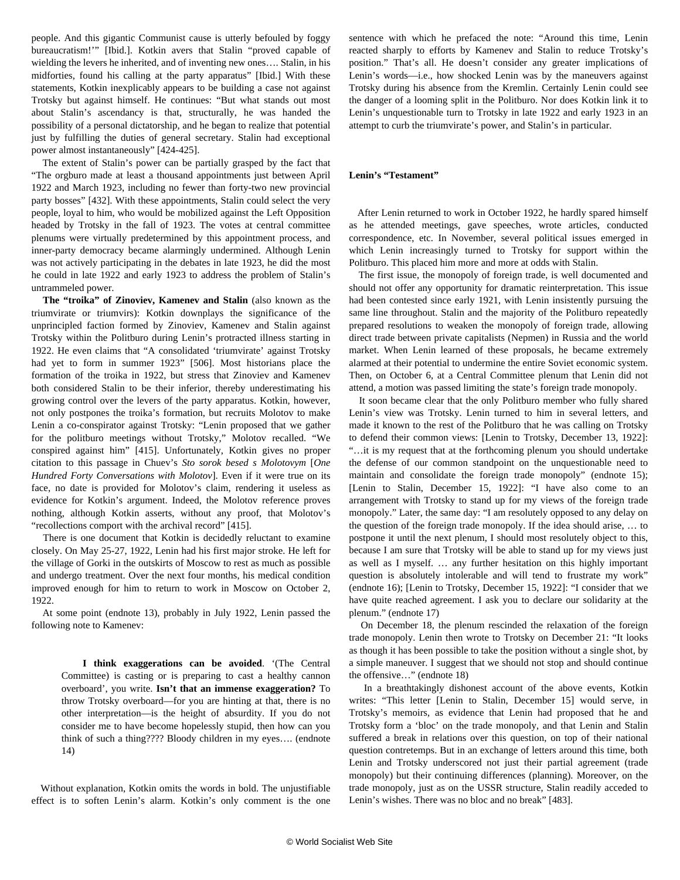people. And this gigantic Communist cause is utterly befouled by foggy bureaucratism!'" [Ibid.]. Kotkin avers that Stalin "proved capable of wielding the levers he inherited, and of inventing new ones…. Stalin, in his midforties, found his calling at the party apparatus" [Ibid.] With these statements, Kotkin inexplicably appears to be building a case not against Trotsky but against himself. He continues: "But what stands out most about Stalin's ascendancy is that, structurally, he was handed the possibility of a personal dictatorship, and he began to realize that potential just by fulfilling the duties of general secretary. Stalin had exceptional power almost instantaneously" [424-425].

The extent of Stalin's power can be partially grasped by the fact that "The orgburo made at least a thousand appointments just between April 1922 and March 1923, including no fewer than forty-two new provincial party bosses" [432]. With these appointments, Stalin could select the very people, loyal to him, who would be mobilized against the Left Opposition headed by Trotsky in the fall of 1923. The votes at central committee plenums were virtually predetermined by this appointment process, and inner-party democracy became alarmingly undermined. Although Lenin was not actively participating in the debates in late 1923, he did the most he could in late 1922 and early 1923 to address the problem of Stalin's untrammeled power.

**The "troika" of Zinoviev, Kamenev and Stalin** (also known as the triumvirate or triumvirs): Kotkin downplays the significance of the unprincipled faction formed by Zinoviev, Kamenev and Stalin against Trotsky within the Politburo during Lenin's protracted illness starting in 1922. He even claims that "A consolidated 'triumvirate' against Trotsky had yet to form in summer 1923" [506]. Most historians place the formation of the troika in 1922, but stress that Zinoviev and Kamenev both considered Stalin to be their inferior, thereby underestimating his growing control over the levers of the party apparatus. Kotkin, however, not only postpones the troika's formation, but recruits Molotov to make Lenin a co-conspirator against Trotsky: "Lenin proposed that we gather for the politburo meetings without Trotsky," Molotov recalled. "We conspired against him" [415]. Unfortunately, Kotkin gives no proper citation to this passage in Chuev's *Sto sorok besed s Molotovym* [*One Hundred Forty Conversations with Molotov*]. Even if it were true on its face, no date is provided for Molotov's claim, rendering it useless as evidence for Kotkin's argument. Indeed, the Molotov reference proves nothing, although Kotkin asserts, without any proof, that Molotov's "recollections comport with the archival record" [415].

There is one document that Kotkin is decidedly reluctant to examine closely. On May 25-27, 1922, Lenin had his first major stroke. He left for the village of Gorki in the outskirts of Moscow to rest as much as possible and undergo treatment. Over the next four months, his medical condition improved enough for him to return to work in Moscow on October 2, 1922.

At some point (endnote 13), probably in July 1922, Lenin passed the following note to Kamenev:

> **I think exaggerations can be avoided**. '(The Central Committee) is casting or is preparing to cast a healthy cannon overboard', you write. **Isn't that an immense exaggeration?** To throw Trotsky overboard—for you are hinting at that, there is no other interpretation—is the height of absurdity. If you do not consider me to have become hopelessly stupid, then how can you think of such a thing???? Bloody children in my eyes…. (endnote 14)

Without explanation, Kotkin omits the words in bold. The unjustifiable effect is to soften Lenin's alarm. Kotkin's only comment is the one sentence with which he prefaced the note: "Around this time, Lenin reacted sharply to efforts by Kamenev and Stalin to reduce Trotsky's position." That's all. He doesn't consider any greater implications of Lenin's words—i.e., how shocked Lenin was by the maneuvers against Trotsky during his absence from the Kremlin. Certainly Lenin could see the danger of a looming split in the Politburo. Nor does Kotkin link it to Lenin's unquestionable turn to Trotsky in late 1922 and early 1923 in an attempt to curb the triumvirate's power, and Stalin's in particular.

**Lenin's "Testament"**

After Lenin returned to work in October 1922, he hardly spared himself as he attended meetings, gave speeches, wrote articles, conducted correspondence, etc. In November, several political issues emerged in which Lenin increasingly turned to Trotsky for support within the Politburo. This placed him more and more at odds with Stalin.

The first issue, the monopoly of foreign trade, is well documented and should not offer any opportunity for dramatic reinterpretation. This issue had been contested since early 1921, with Lenin insistently pursuing the same line throughout. Stalin and the majority of the Politburo repeatedly prepared resolutions to weaken the monopoly of foreign trade, allowing direct trade between private capitalists (Nepmen) in Russia and the world market. When Lenin learned of these proposals, he became extremely alarmed at their potential to undermine the entire Soviet economic system. Then, on October 6, at a Central Committee plenum that Lenin did not attend, a motion was passed limiting the state's foreign trade monopoly.

It soon became clear that the only Politburo member who fully shared Lenin's view was Trotsky. Lenin turned to him in several letters, and made it known to the rest of the Politburo that he was calling on Trotsky to defend their common views: [Lenin to Trotsky, December 13, 1922]: "…it is my request that at the forthcoming plenum you should undertake the defense of our common standpoint on the unquestionable need to maintain and consolidate the foreign trade monopoly" (endnote 15); [Lenin to Stalin, December 15, 1922]: "I have also come to an arrangement with Trotsky to stand up for my views of the foreign trade monopoly." Later, the same day: "I am resolutely opposed to any delay on the question of the foreign trade monopoly. If the idea should arise, … to postpone it until the next plenum, I should most resolutely object to this, because I am sure that Trotsky will be able to stand up for my views just as well as I myself. … any further hesitation on this highly important question is absolutely intolerable and will tend to frustrate my work" (endnote 16); [Lenin to Trotsky, December 15, 1922]: "I consider that we have quite reached agreement. I ask you to declare our solidarity at the plenum." (endnote 17)

On December 18, the plenum rescinded the relaxation of the foreign trade monopoly. Lenin then wrote to Trotsky on December 21: "It looks as though it has been possible to take the position without a single shot, by a simple maneuver. I suggest that we should not stop and should continue the offensive…" (endnote 18)

In a breathtakingly dishonest account of the above events, Kotkin writes: "This letter [Lenin to Stalin, December 15] would serve, in Trotsky's memoirs, as evidence that Lenin had proposed that he and Trotsky form a 'bloc' on the trade monopoly, and that Lenin and Stalin suffered a break in relations over this question, on top of their national question contretemps. But in an exchange of letters around this time, both Lenin and Trotsky underscored not just their partial agreement (trade monopoly) but their continuing differences (planning). Moreover, on the trade monopoly, just as on the USSR structure, Stalin readily acceded to Lenin's wishes. There was no bloc and no break" [483].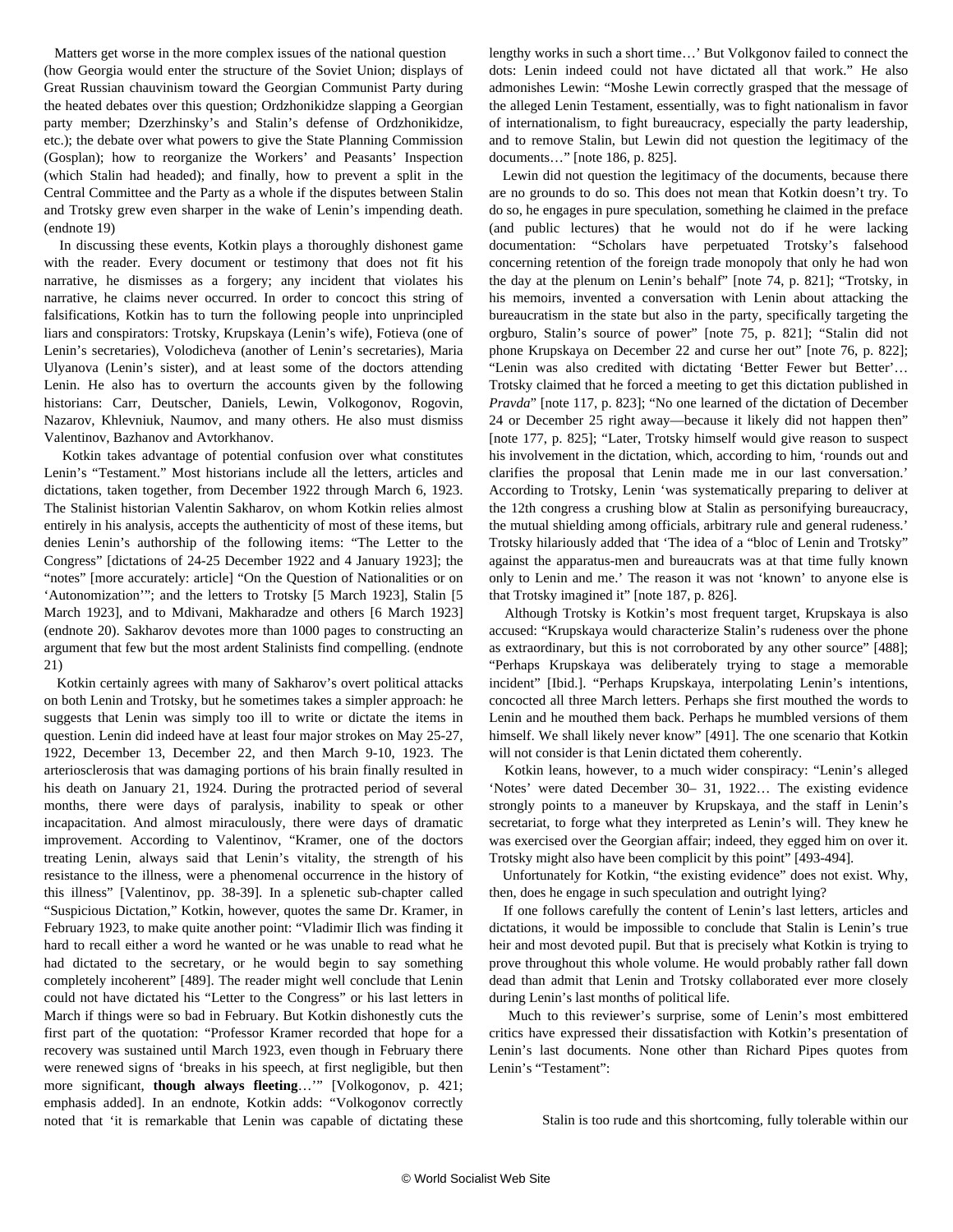Matters get worse in the more complex issues of the national question (how Georgia would enter the structure of the Soviet Union; displays of Great Russian chauvinism toward the Georgian Communist Party during the heated debates over this question; Ordzhonikidze slapping a Georgian party member; Dzerzhinsky's and Stalin's defense of Ordzhonikidze, etc.); the debate over what powers to give the State Planning Commission (Gosplan); how to reorganize the Workers' and Peasants' Inspection (which Stalin had headed); and finally, how to prevent a split in the Central Committee and the Party as a whole if the disputes between Stalin and Trotsky grew even sharper in the wake of Lenin's impending death. (endnote 19)

In discussing these events, Kotkin plays a thoroughly dishonest game with the reader. Every document or testimony that does not fit his narrative, he dismisses as a forgery; any incident that violates his narrative, he claims never occurred. In order to concoct this string of falsifications, Kotkin has to turn the following people into unprincipled liars and conspirators: Trotsky, Krupskaya (Lenin's wife), Fotieva (one of Lenin's secretaries), Volodicheva (another of Lenin's secretaries), Maria Ulyanova (Lenin's sister), and at least some of the doctors attending Lenin. He also has to overturn the accounts given by the following historians: Carr, Deutscher, Daniels, Lewin, Volkogonov, Rogovin, Nazarov, Khlevniuk, Naumov, and many others. He also must dismiss Valentinov, Bazhanov and Avtorkhanov.

Kotkin takes advantage of potential confusion over what constitutes Lenin's "Testament." Most historians include all the letters, articles and dictations, taken together, from December 1922 through March 6, 1923. The Stalinist historian Valentin Sakharov, on whom Kotkin relies almost entirely in his analysis, accepts the authenticity of most of these items, but denies Lenin's authorship of the following items: "The Letter to the Congress" [dictations of 24-25 December 1922 and 4 January 1923]; the "notes" [more accurately: article] "On the Question of Nationalities or on 'Autonomization'"; and the letters to Trotsky [5 March 1923], Stalin [5 March 1923], and to Mdivani, Makharadze and others [6 March 1923] (endnote 20). Sakharov devotes more than 1000 pages to constructing an argument that few but the most ardent Stalinists find compelling. (endnote 21)

Kotkin certainly agrees with many of Sakharov's overt political attacks on both Lenin and Trotsky, but he sometimes takes a simpler approach: he suggests that Lenin was simply too ill to write or dictate the items in question. Lenin did indeed have at least four major strokes on May 25-27, 1922, December 13, December 22, and then March 9-10, 1923. The arteriosclerosis that was damaging portions of his brain finally resulted in his death on January 21, 1924. During the protracted period of several months, there were days of paralysis, inability to speak or other incapacitation. And almost miraculously, there were days of dramatic improvement. According to Valentinov, "Kramer, one of the doctors treating Lenin, always said that Lenin's vitality, the strength of his resistance to the illness, were a phenomenal occurrence in the history of this illness" [Valentinov, pp. 38-39]. In a splenetic sub-chapter called "Suspicious Dictation," Kotkin, however, quotes the same Dr. Kramer, in February 1923, to make quite another point: "Vladimir Ilich was finding it hard to recall either a word he wanted or he was unable to read what he had dictated to the secretary, or he would begin to say something completely incoherent" [489]. The reader might well conclude that Lenin could not have dictated his "Letter to the Congress" or his last letters in March if things were so bad in February. But Kotkin dishonestly cuts the first part of the quotation: "Professor Kramer recorded that hope for a recovery was sustained until March 1923, even though in February there were renewed signs of 'breaks in his speech, at first negligible, but then more significant, **though always fleeting**…'" [Volkogonov, p. 421; emphasis added]. In an endnote, Kotkin adds: "Volkogonov correctly noted that 'it is remarkable that Lenin was capable of dictating these lengthy works in such a short time…' But Volkgonov failed to connect the dots: Lenin indeed could not have dictated all that work." He also admonishes Lewin: "Moshe Lewin correctly grasped that the message of the alleged Lenin Testament, essentially, was to fight nationalism in favor of internationalism, to fight bureaucracy, especially the party leadership, and to remove Stalin, but Lewin did not question the legitimacy of the documents…" [note 186, p. 825].

Lewin did not question the legitimacy of the documents, because there are no grounds to do so. This does not mean that Kotkin doesn't try. To do so, he engages in pure speculation, something he claimed in the preface (and public lectures) that he would not do if he were lacking documentation: "Scholars have perpetuated Trotsky's falsehood concerning retention of the foreign trade monopoly that only he had won the day at the plenum on Lenin's behalf" [note 74, p. 821]; "Trotsky, in his memoirs, invented a conversation with Lenin about attacking the bureaucratism in the state but also in the party, specifically targeting the orgburo, Stalin's source of power" [note 75, p. 821]; "Stalin did not phone Krupskaya on December 22 and curse her out" [note 76, p. 822]; "Lenin was also credited with dictating 'Better Fewer but Better'… Trotsky claimed that he forced a meeting to get this dictation published in *Pravda*" [note 117, p. 823]; "No one learned of the dictation of December 24 or December 25 right away—because it likely did not happen then" [note 177, p. 825]; "Later, Trotsky himself would give reason to suspect his involvement in the dictation, which, according to him, 'rounds out and clarifies the proposal that Lenin made me in our last conversation.' According to Trotsky, Lenin 'was systematically preparing to deliver at the 12th congress a crushing blow at Stalin as personifying bureaucracy, the mutual shielding among officials, arbitrary rule and general rudeness.' Trotsky hilariously added that 'The idea of a "bloc of Lenin and Trotsky" against the apparatus-men and bureaucrats was at that time fully known only to Lenin and me.' The reason it was not 'known' to anyone else is that Trotsky imagined it" [note 187, p. 826].

Although Trotsky is Kotkin's most frequent target, Krupskaya is also accused: "Krupskaya would characterize Stalin's rudeness over the phone as extraordinary, but this is not corroborated by any other source" [488]; "Perhaps Krupskaya was deliberately trying to stage a memorable incident" [Ibid.]. "Perhaps Krupskaya, interpolating Lenin's intentions, concocted all three March letters. Perhaps she first mouthed the words to Lenin and he mouthed them back. Perhaps he mumbled versions of them himself. We shall likely never know" [491]. The one scenario that Kotkin will not consider is that Lenin dictated them coherently.

Kotkin leans, however, to a much wider conspiracy: "Lenin's alleged 'Notes' were dated December 30– 31, 1922… The existing evidence strongly points to a maneuver by Krupskaya, and the staff in Lenin's secretariat, to forge what they interpreted as Lenin's will. They knew he was exercised over the Georgian affair; indeed, they egged him on over it. Trotsky might also have been complicit by this point" [493-494].

Unfortunately for Kotkin, "the existing evidence" does not exist. Why, then, does he engage in such speculation and outright lying?

If one follows carefully the content of Lenin's last letters, articles and dictations, it would be impossible to conclude that Stalin is Lenin's true heir and most devoted pupil. But that is precisely what Kotkin is trying to prove throughout this whole volume. He would probably rather fall down dead than admit that Lenin and Trotsky collaborated ever more closely during Lenin's last months of political life.

Much to this reviewer's surprise, some of Lenin's most embittered critics have expressed their dissatisfaction with Kotkin's presentation of Lenin's last documents. None other than Richard Pipes quotes from Lenin's "Testament":

> Stalin is too rude and this shortcoming, fully tolerable within our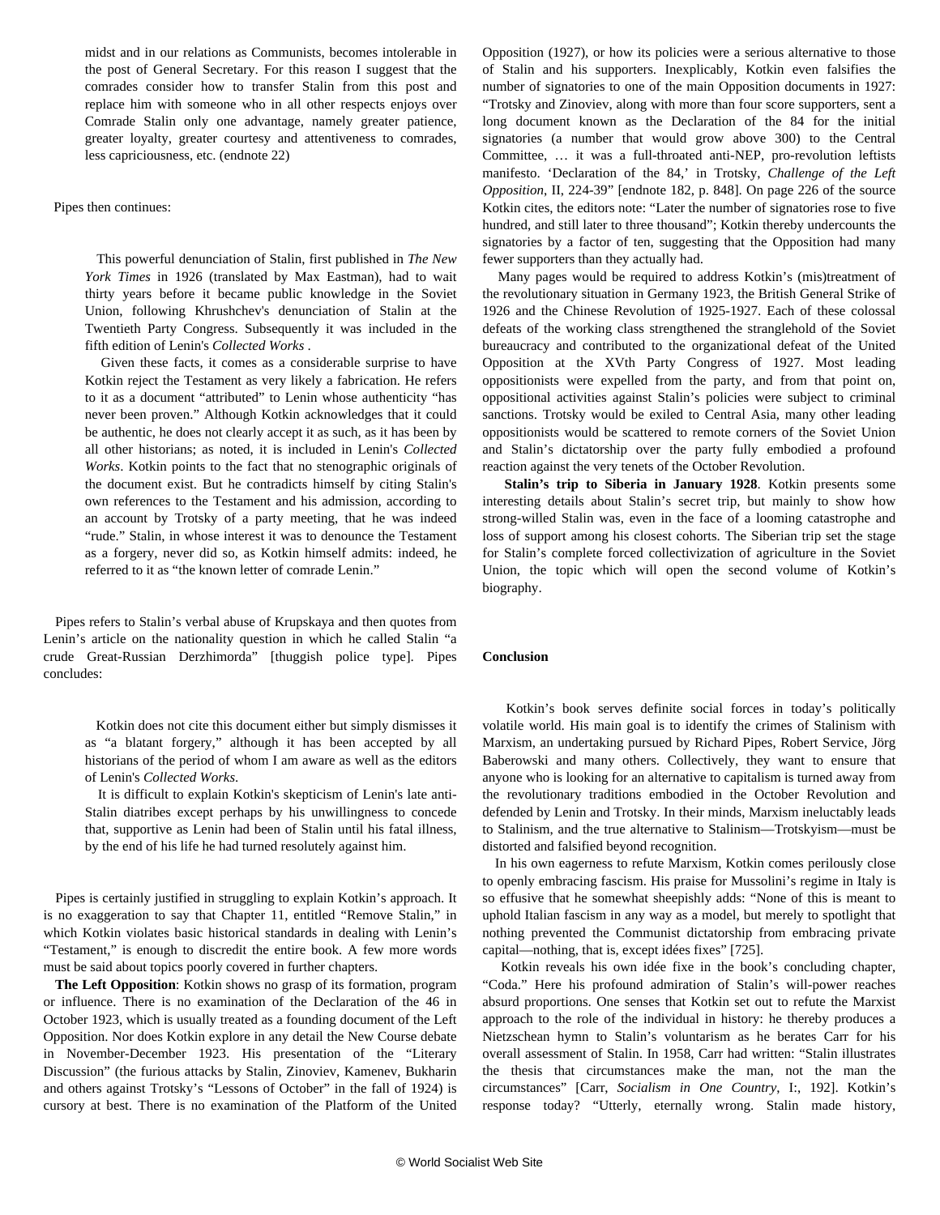> midst and in our relations as Communists, becomes intolerable in the post of General Secretary. For this reason I suggest that the comrades consider how to transfer Stalin from this post and replace him with someone who in all other respects enjoys over Comrade Stalin only one advantage, namely greater patience, greater loyalty, greater courtesy and attentiveness to comrades, less capriciousness, etc. (endnote 22)

Pipes then continues:

> This powerful denunciation of Stalin, first published in *The New York Times* in 1926 (translated by Max Eastman), had to wait thirty years before it became public knowledge in the Soviet Union, following Khrushchev's denunciation of Stalin at the Twentieth Party Congress. Subsequently it was included in the fifth edition of Lenin's *Collected Works* .
>
> Given these facts, it comes as a considerable surprise to have Kotkin reject the Testament as very likely a fabrication. He refers to it as a document "attributed" to Lenin whose authenticity "has never been proven." Although Kotkin acknowledges that it could be authentic, he does not clearly accept it as such, as it has been by all other historians; as noted, it is included in Lenin's *Collected Works*. Kotkin points to the fact that no stenographic originals of the document exist. But he contradicts himself by citing Stalin's own references to the Testament and his admission, according to an account by Trotsky of a party meeting, that he was indeed "rude." Stalin, in whose interest it was to denounce the Testament as a forgery, never did so, as Kotkin himself admits: indeed, he referred to it as "the known letter of comrade Lenin."

Pipes refers to Stalin's verbal abuse of Krupskaya and then quotes from Lenin's article on the nationality question in which he called Stalin "a crude Great-Russian Derzhimorda" [thuggish police type]. Pipes concludes:

> Kotkin does not cite this document either but simply dismisses it as "a blatant forgery," although it has been accepted by all historians of the period of whom I am aware as well as the editors of Lenin's *Collected Works*.
>
> It is difficult to explain Kotkin's skepticism of Lenin's late anti-Stalin diatribes except perhaps by his unwillingness to concede that, supportive as Lenin had been of Stalin until his fatal illness, by the end of his life he had turned resolutely against him.

Pipes is certainly justified in struggling to explain Kotkin's approach. It is no exaggeration to say that Chapter 11, entitled "Remove Stalin," in which Kotkin violates basic historical standards in dealing with Lenin's "Testament," is enough to discredit the entire book. A few more words must be said about topics poorly covered in further chapters.

**The Left Opposition**: Kotkin shows no grasp of its formation, program or influence. There is no examination of the Declaration of the 46 in October 1923, which is usually treated as a founding document of the Left Opposition. Nor does Kotkin explore in any detail the New Course debate in November-December 1923. His presentation of the "Literary Discussion" (the furious attacks by Stalin, Zinoviev, Kamenev, Bukharin and others against Trotsky's "Lessons of October" in the fall of 1924) is cursory at best. There is no examination of the Platform of the United Opposition (1927), or how its policies were a serious alternative to those of Stalin and his supporters. Inexplicably, Kotkin even falsifies the number of signatories to one of the main Opposition documents in 1927: "Trotsky and Zinoviev, along with more than four score supporters, sent a long document known as the Declaration of the 84 for the initial signatories (a number that would grow above 300) to the Central Committee, … it was a full-throated anti-NEP, pro-revolution leftists manifesto. 'Declaration of the 84,' in Trotsky, *Challenge of the Left Opposition*, II, 224-39" [endnote 182, p. 848]. On page 226 of the source Kotkin cites, the editors note: "Later the number of signatories rose to five hundred, and still later to three thousand"; Kotkin thereby undercounts the signatories by a factor of ten, suggesting that the Opposition had many fewer supporters than they actually had.

Many pages would be required to address Kotkin's (mis)treatment of the revolutionary situation in Germany 1923, the British General Strike of 1926 and the Chinese Revolution of 1925-1927. Each of these colossal defeats of the working class strengthened the stranglehold of the Soviet bureaucracy and contributed to the organizational defeat of the United Opposition at the XVth Party Congress of 1927. Most leading oppositionists were expelled from the party, and from that point on, oppositional activities against Stalin's policies were subject to criminal sanctions. Trotsky would be exiled to Central Asia, many other leading oppositionists would be scattered to remote corners of the Soviet Union and Stalin's dictatorship over the party fully embodied a profound reaction against the very tenets of the October Revolution.

**Stalin's trip to Siberia in January 1928**. Kotkin presents some interesting details about Stalin's secret trip, but mainly to show how strong-willed Stalin was, even in the face of a looming catastrophe and loss of support among his closest cohorts. The Siberian trip set the stage for Stalin's complete forced collectivization of agriculture in the Soviet Union, the topic which will open the second volume of Kotkin's biography.

**Conclusion**

Kotkin's book serves definite social forces in today's politically volatile world. His main goal is to identify the crimes of Stalinism with Marxism, an undertaking pursued by Richard Pipes, Robert Service, Jörg Baberowski and many others. Collectively, they want to ensure that anyone who is looking for an alternative to capitalism is turned away from the revolutionary traditions embodied in the October Revolution and defended by Lenin and Trotsky. In their minds, Marxism ineluctably leads to Stalinism, and the true alternative to Stalinism—Trotskyism—must be distorted and falsified beyond recognition.

In his own eagerness to refute Marxism, Kotkin comes perilously close to openly embracing fascism. His praise for Mussolini's regime in Italy is so effusive that he somewhat sheepishly adds: "None of this is meant to uphold Italian fascism in any way as a model, but merely to spotlight that nothing prevented the Communist dictatorship from embracing private capital—nothing, that is, except idées fixes" [725].

Kotkin reveals his own idée fixe in the book's concluding chapter, "Coda." Here his profound admiration of Stalin's will-power reaches absurd proportions. One senses that Kotkin set out to refute the Marxist approach to the role of the individual in history: he thereby produces a Nietzschean hymn to Stalin's voluntarism as he berates Carr for his overall assessment of Stalin. In 1958, Carr had written: "Stalin illustrates the thesis that circumstances make the man, not the man the circumstances" [Carr, *Socialism in One Country*, I:, 192]. Kotkin's response today? "Utterly, eternally wrong. Stalin made history,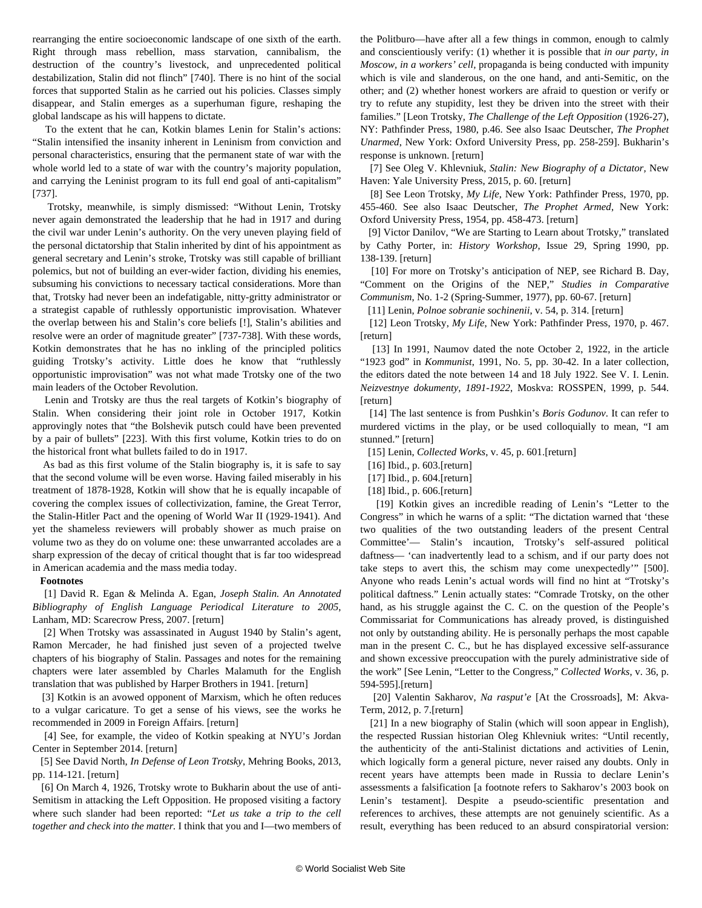rearranging the entire socioeconomic landscape of one sixth of the earth. Right through mass rebellion, mass starvation, cannibalism, the destruction of the country's livestock, and unprecedented political destabilization, Stalin did not flinch" [740]. There is no hint of the social forces that supported Stalin as he carried out his policies. Classes simply disappear, and Stalin emerges as a superhuman figure, reshaping the global landscape as his will happens to dictate.

To the extent that he can, Kotkin blames Lenin for Stalin's actions: "Stalin intensified the insanity inherent in Leninism from conviction and personal characteristics, ensuring that the permanent state of war with the whole world led to a state of war with the country's majority population, and carrying the Leninist program to its full end goal of anti-capitalism" [737].

Trotsky, meanwhile, is simply dismissed: "Without Lenin, Trotsky never again demonstrated the leadership that he had in 1917 and during the civil war under Lenin's authority. On the very uneven playing field of the personal dictatorship that Stalin inherited by dint of his appointment as general secretary and Lenin's stroke, Trotsky was still capable of brilliant polemics, but not of building an ever-wider faction, dividing his enemies, subsuming his convictions to necessary tactical considerations. More than that, Trotsky had never been an indefatigable, nitty-gritty administrator or a strategist capable of ruthlessly opportunistic improvisation. Whatever the overlap between his and Stalin's core beliefs [!], Stalin's abilities and resolve were an order of magnitude greater" [737-738]. With these words, Kotkin demonstrates that he has no inkling of the principled politics guiding Trotsky's activity. Little does he know that "ruthlessly opportunistic improvisation" was not what made Trotsky one of the two main leaders of the October Revolution.

Lenin and Trotsky are thus the real targets of Kotkin's biography of Stalin. When considering their joint role in October 1917, Kotkin approvingly notes that "the Bolshevik putsch could have been prevented by a pair of bullets" [223]. With this first volume, Kotkin tries to do on the historical front what bullets failed to do in 1917.

As bad as this first volume of the Stalin biography is, it is safe to say that the second volume will be even worse. Having failed miserably in his treatment of 1878-1928, Kotkin will show that he is equally incapable of covering the complex issues of collectivization, famine, the Great Terror, the Stalin-Hitler Pact and the opening of World War II (1929-1941). And yet the shameless reviewers will probably shower as much praise on volume two as they do on volume one: these unwarranted accolades are a sharp expression of the decay of critical thought that is far too widespread in American academia and the mass media today.

**Footnotes**

[1] David R. Egan & Melinda A. Egan, *Joseph Stalin. An Annotated Bibliography of English Language Periodical Literature to 2005*, Lanham, MD: Scarecrow Press, 2007. [return]

[2] When Trotsky was assassinated in August 1940 by Stalin's agent, Ramon Mercader, he had finished just seven of a projected twelve chapters of his biography of Stalin. Passages and notes for the remaining chapters were later assembled by Charles Malamuth for the English translation that was published by Harper Brothers in 1941. [return]

[3] Kotkin is an avowed opponent of Marxism, which he often reduces to a vulgar caricature. To get a sense of his views, see the works he recommended in 2009 in Foreign Affairs. [return]

[4] See, for example, the video of Kotkin speaking at NYU's Jordan Center in September 2014. [return]

[5] See David North, *In Defense of Leon Trotsky*, Mehring Books, 2013, pp. 114-121. [return]

[6] On March 4, 1926, Trotsky wrote to Bukharin about the use of anti-Semitism in attacking the Left Opposition. He proposed visiting a factory where such slander had been reported: "*Let us take a trip to the cell together and check into the matter.* I think that you and I—two members of the Politburo—have after all a few things in common, enough to calmly and conscientiously verify: (1) whether it is possible that *in our party, in Moscow, in a workers' cell*, propaganda is being conducted with impunity which is vile and slanderous, on the one hand, and anti-Semitic, on the other; and (2) whether honest workers are afraid to question or verify or try to refute any stupidity, lest they be driven into the street with their families." [Leon Trotsky, *The Challenge of the Left Opposition* (1926-27), NY: Pathfinder Press, 1980, p.46. See also Isaac Deutscher, *The Prophet Unarmed*, New York: Oxford University Press, pp. 258-259]. Bukharin's response is unknown. [return]

[7] See Oleg V. Khlevniuk, *Stalin: New Biography of a Dictator*, New Haven: Yale University Press, 2015, p. 60. [return]

[8] See Leon Trotsky, *My Life*, New York: Pathfinder Press, 1970, pp. 455-460. See also Isaac Deutscher, *The Prophet Armed*, New York: Oxford University Press, 1954, pp. 458-473. [return]

[9] Victor Danilov, "We are Starting to Learn about Trotsky," translated by Cathy Porter, in: *History Workshop*, Issue 29, Spring 1990, pp. 138-139. [return]

[10] For more on Trotsky's anticipation of NEP, see Richard B. Day, "Comment on the Origins of the NEP," *Studies in Comparative Communism*, No. 1-2 (Spring-Summer, 1977), pp. 60-67. [return]

[11] Lenin, *Polnoe sobranie sochinenii*, v. 54, p. 314. [return]

[12] Leon Trotsky, *My Life*, New York: Pathfinder Press, 1970, p. 467. [return]

[13] In 1991, Naumov dated the note October 2, 1922, in the article "1923 god" in *Kommunist*, 1991, No. 5, pp. 30-42. In a later collection, the editors dated the note between 14 and 18 July 1922. See V. I. Lenin. *Neizvestnye dokumenty, 1891-1922*, Moskva: ROSSPEN, 1999, p. 544. [return]

[14] The last sentence is from Pushkin's *Boris Godunov*. It can refer to murdered victims in the play, or be used colloquially to mean, "I am stunned." [return]

[15] Lenin, *Collected Works*, v. 45, p. 601.[return]

[16] Ibid., p. 603.[return]

[17] Ibid., p. 604.[return]

[18] Ibid., p. 606.[return]

[19] Kotkin gives an incredible reading of Lenin's "Letter to the Congress" in which he warns of a split: "The dictation warned that 'these two qualities of the two outstanding leaders of the present Central Committee'— Stalin's incaution, Trotsky's self-assured political daftness— 'can inadvertently lead to a schism, and if our party does not take steps to avert this, the schism may come unexpectedly'" [500]. Anyone who reads Lenin's actual words will find no hint at "Trotsky's political daftness." Lenin actually states: "Comrade Trotsky, on the other hand, as his struggle against the C. C. on the question of the People's Commissariat for Communications has already proved, is distinguished not only by outstanding ability. He is personally perhaps the most capable man in the present C. C., but he has displayed excessive self-assurance and shown excessive preoccupation with the purely administrative side of the work" [See Lenin, "Letter to the Congress," *Collected Works*, v. 36, p. 594-595].[return]

[20] Valentin Sakharov, *Na rasput'e* [At the Crossroads], M: Akva-Term, 2012, p. 7.[return]

[21] In a new biography of Stalin (which will soon appear in English), the respected Russian historian Oleg Khlevniuk writes: "Until recently, the authenticity of the anti-Stalinist dictations and activities of Lenin, which logically form a general picture, never raised any doubts. Only in recent years have attempts been made in Russia to declare Lenin's assessments a falsification [a footnote refers to Sakharov's 2003 book on Lenin's testament]. Despite a pseudo-scientific presentation and references to archives, these attempts are not genuinely scientific. As a result, everything has been reduced to an absurd conspiratorial version: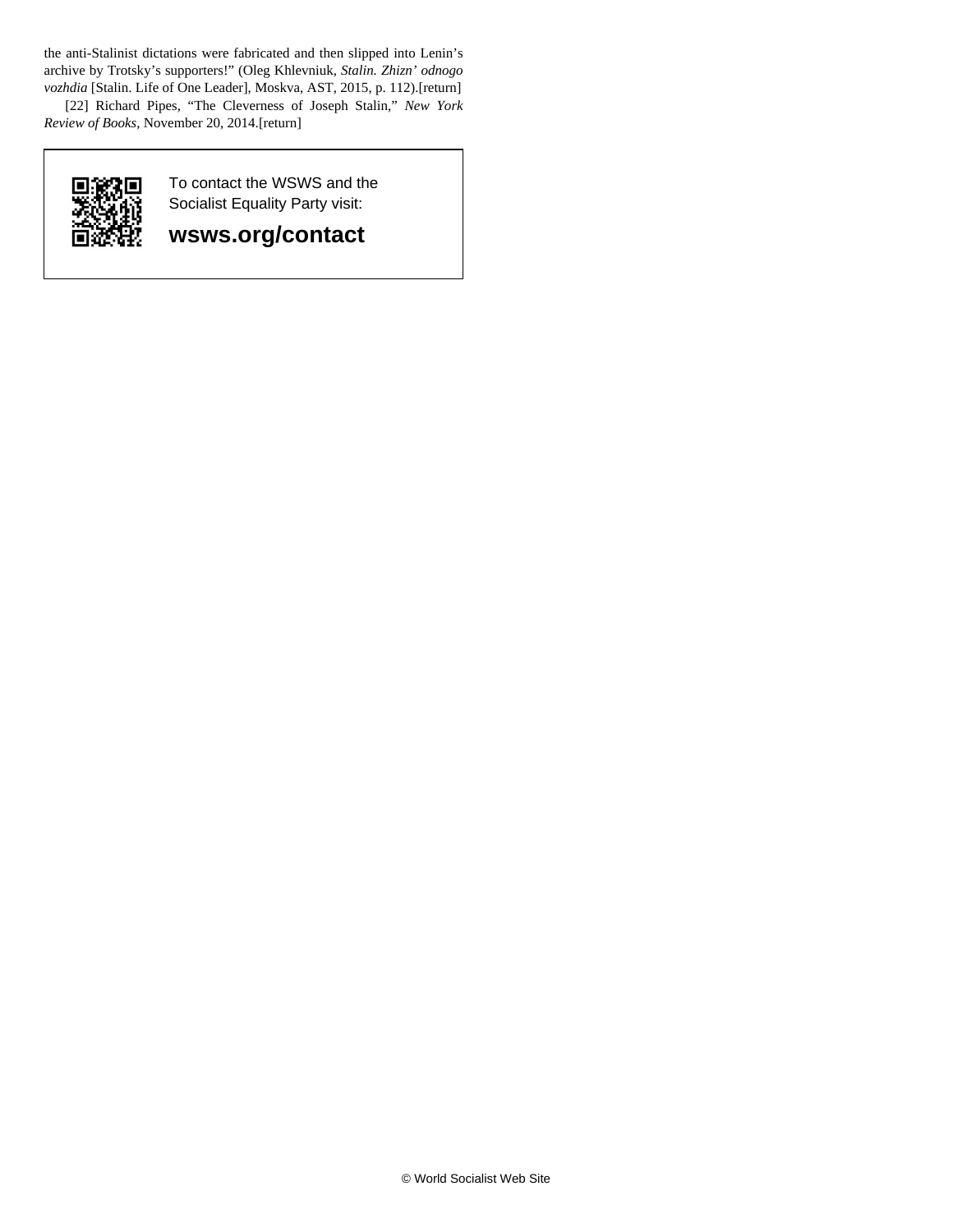the anti-Stalinist dictations were fabricated and then slipped into Lenin's archive by Trotsky's supporters!" (Oleg Khlevniuk, *Stalin. Zhizn' odnogo vozhdia* [Stalin. Life of One Leader], Moskva, AST, 2015, p. 112).[return]

[22] Richard Pipes, "The Cleverness of Joseph Stalin," *New York Review of Books*, November 20, 2014.[return]

To contact the WSWS and the Socialist Equality Party visit:

**wsws.org/contact**